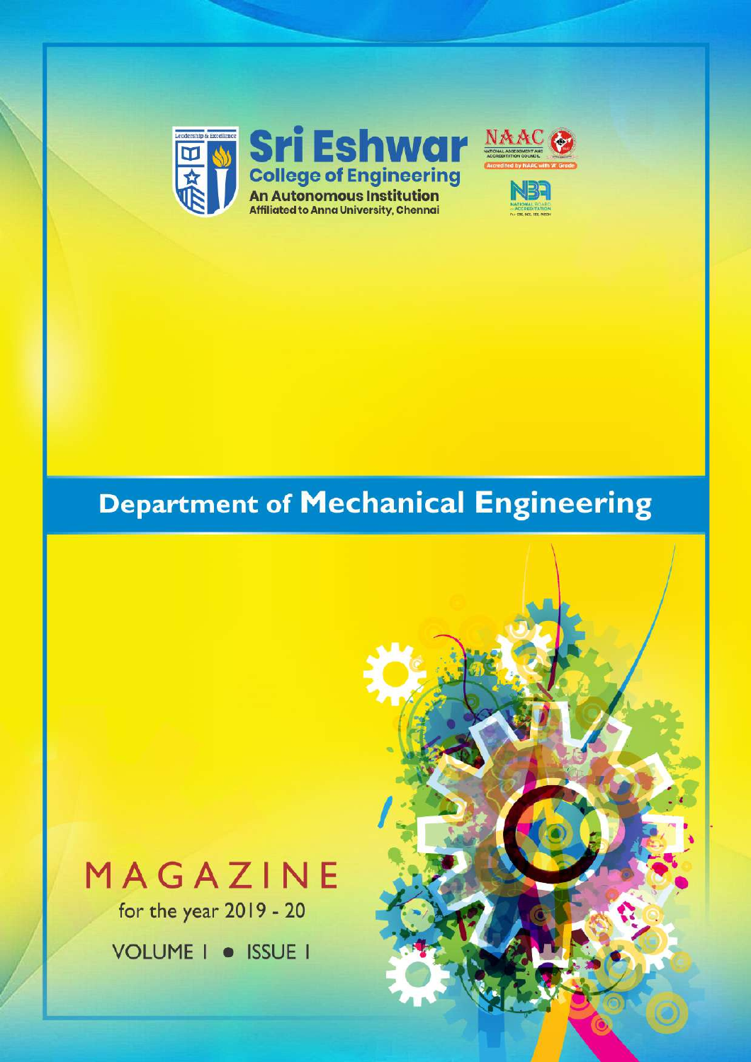# Sri Eshwar College of Engineering

An Autonomous Institution

Affiliated to Anna University, Chennai

NAAC — National Assessment and Accreditation Council — Accredited by NAAC with 'A' Grade

NBA — National Board of Accreditation — For CSE, ECE, EEE, MECH

## Department of Mechanical Engineering

# MAGAZINE

for the year 2019 - 20

VOLUME I • ISSUE I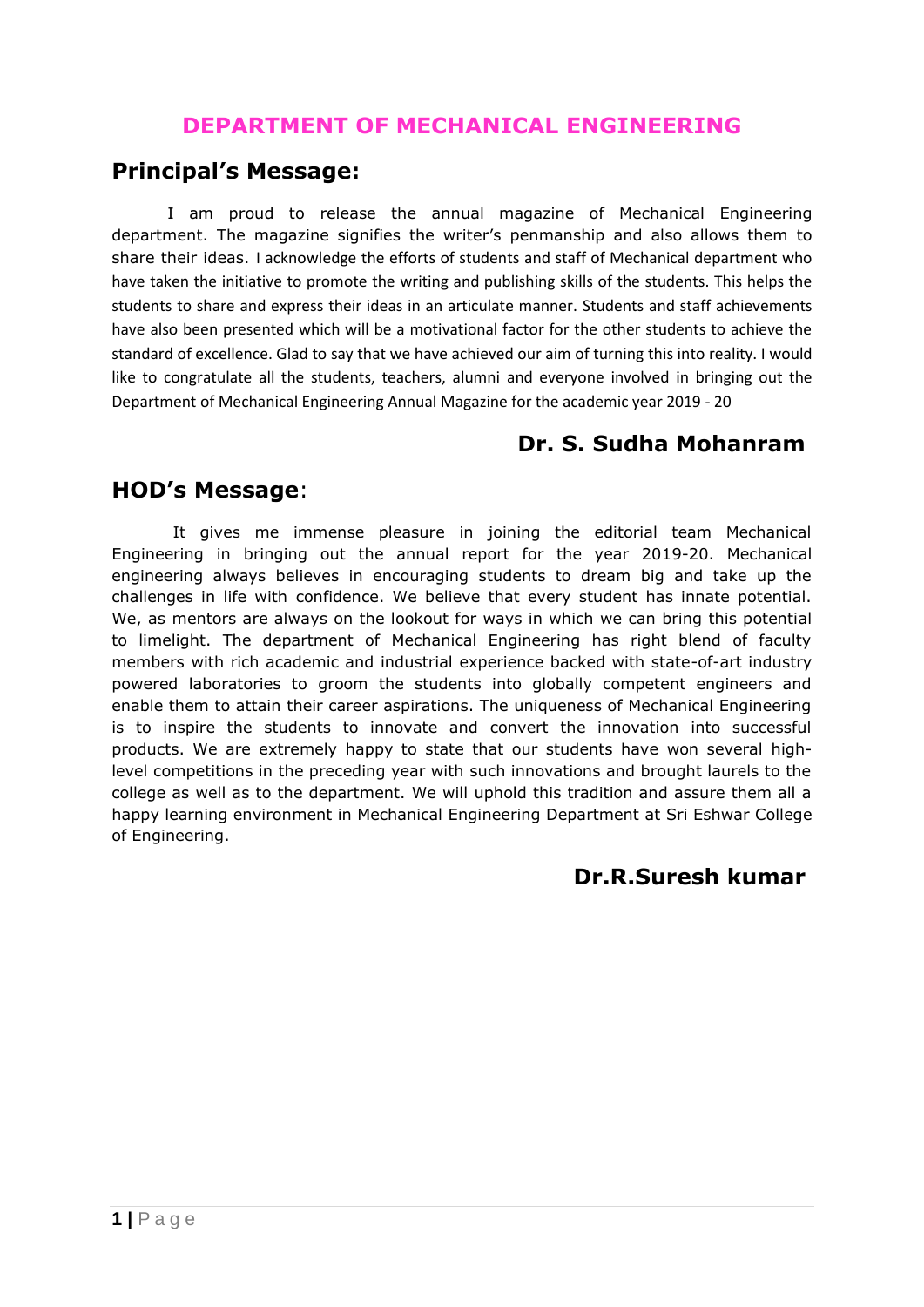# DEPARTMENT OF MECHANICAL ENGINEERING

## Principal's Message:

I am proud to release the annual magazine of Mechanical Engineering department. The magazine signifies the writer's penmanship and also allows them to share their ideas. I acknowledge the efforts of students and staff of Mechanical department who have taken the initiative to promote the writing and publishing skills of the students. This helps the students to share and express their ideas in an articulate manner. Students and staff achievements have also been presented which will be a motivational factor for the other students to achieve the standard of excellence. Glad to say that we have achieved our aim of turning this into reality. I would like to congratulate all the students, teachers, alumni and everyone involved in bringing out the Department of Mechanical Engineering Annual Magazine for the academic year 2019 - 20

**Dr. S. Sudha Mohanram**

## HOD's Message:

It gives me immense pleasure in joining the editorial team Mechanical Engineering in bringing out the annual report for the year 2019-20. Mechanical engineering always believes in encouraging students to dream big and take up the challenges in life with confidence. We believe that every student has innate potential. We, as mentors are always on the lookout for ways in which we can bring this potential to limelight. The department of Mechanical Engineering has right blend of faculty members with rich academic and industrial experience backed with state-of-art industry powered laboratories to groom the students into globally competent engineers and enable them to attain their career aspirations. The uniqueness of Mechanical Engineering is to inspire the students to innovate and convert the innovation into successful products. We are extremely happy to state that our students have won several high-level competitions in the preceding year with such innovations and brought laurels to the college as well as to the department. We will uphold this tradition and assure them all a happy learning environment in Mechanical Engineering Department at Sri Eshwar College of Engineering.

**Dr.R.Suresh kumar**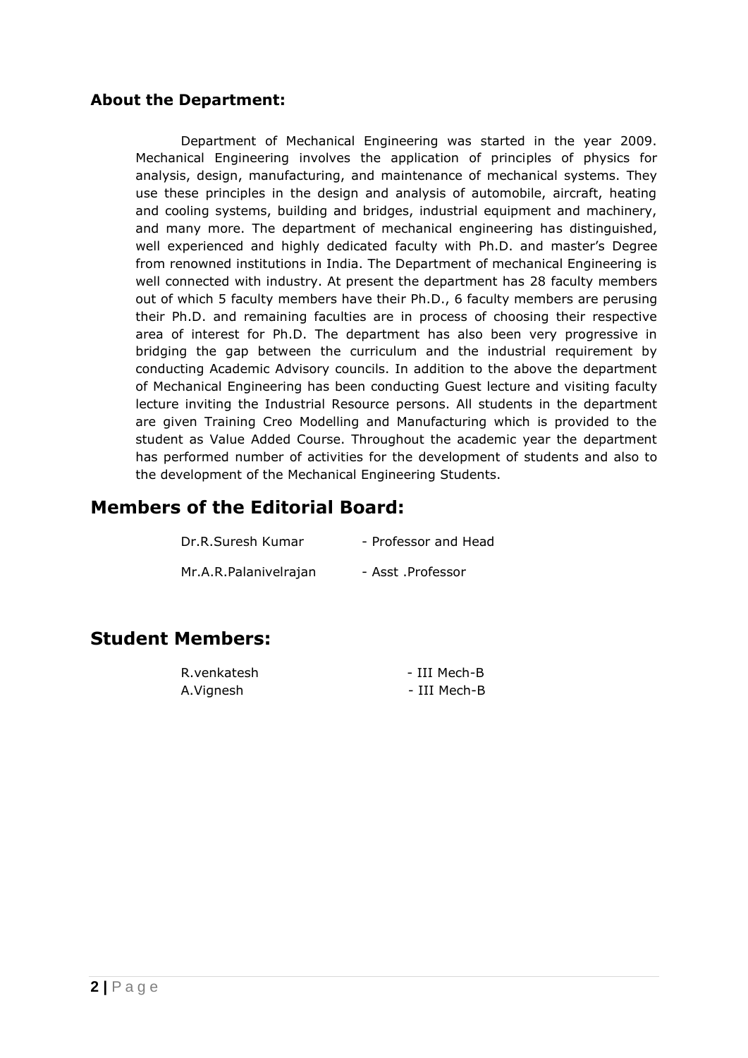### About the Department:

Department of Mechanical Engineering was started in the year 2009. Mechanical Engineering involves the application of principles of physics for analysis, design, manufacturing, and maintenance of mechanical systems. They use these principles in the design and analysis of automobile, aircraft, heating and cooling systems, building and bridges, industrial equipment and machinery, and many more. The department of mechanical engineering has distinguished, well experienced and highly dedicated faculty with Ph.D. and master's Degree from renowned institutions in India. The Department of mechanical Engineering is well connected with industry. At present the department has 28 faculty members out of which 5 faculty members have their Ph.D., 6 faculty members are perusing their Ph.D. and remaining faculties are in process of choosing their respective area of interest for Ph.D. The department has also been very progressive in bridging the gap between the curriculum and the industrial requirement by conducting Academic Advisory councils. In addition to the above the department of Mechanical Engineering has been conducting Guest lecture and visiting faculty lecture inviting the Industrial Resource persons. All students in the department are given Training Creo Modelling and Manufacturing which is provided to the student as Value Added Course. Throughout the academic year the department has performed number of activities for the development of students and also to the development of the Mechanical Engineering Students.

## Members of the Editorial Board:

Dr.R.Suresh Kumar - Professor and Head

Mr.A.R.Palanivelrajan - Asst .Professor

## Student Members:

R.venkatesh - III Mech-B

A.Vignesh - III Mech-B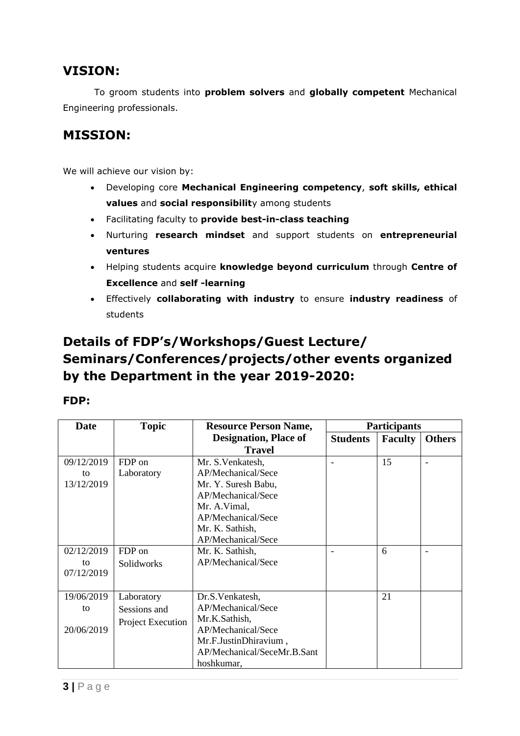## VISION:

To groom students into **problem solvers** and **globally competent** Mechanical Engineering professionals.

## MISSION:

We will achieve our vision by:

- Developing core **Mechanical Engineering competency**, **soft skills, ethical values** and **social responsibilit**y among students
- Facilitating faculty to **provide best-in-class teaching**
- Nurturing **research mindset** and support students on **entrepreneurial ventures**
- Helping students acquire **knowledge beyond curriculum** through **Centre of Excellence** and **self -learning**
- Effectively **collaborating with industry** to ensure **industry readiness** of students

## Details of FDP's/Workshops/Guest Lecture/ Seminars/Conferences/projects/other events organized by the Department in the year 2019-2020:

### FDP:

| Date | Topic | Resource Person Name, Designation, Place of Travel | Participants | | |
|---|---|---|---|---|---|
| | | | Students | Faculty | Others |
| 09/12/2019 to 13/12/2019 | FDP on Laboratory | Mr. S.Venkatesh, AP/Mechanical/Sece Mr. Y. Suresh Babu, AP/Mechanical/Sece Mr. A.Vimal, AP/Mechanical/Sece Mr. K. Sathish, AP/Mechanical/Sece | - | 15 | - |
| 02/12/2019 to 07/12/2019 | FDP on Solidworks | Mr. K. Sathish, AP/Mechanical/Sece | - | 6 | - |
| 19/06/2019 to 20/06/2019 | Laboratory Sessions and Project Execution | Dr.S.Venkatesh, AP/Mechanical/Sece Mr.K.Sathish, AP/Mechanical/Sece Mr.F.JustinDhiravium , AP/Mechanical/SeceMr.B.Santhoshkumar, | | 21 | |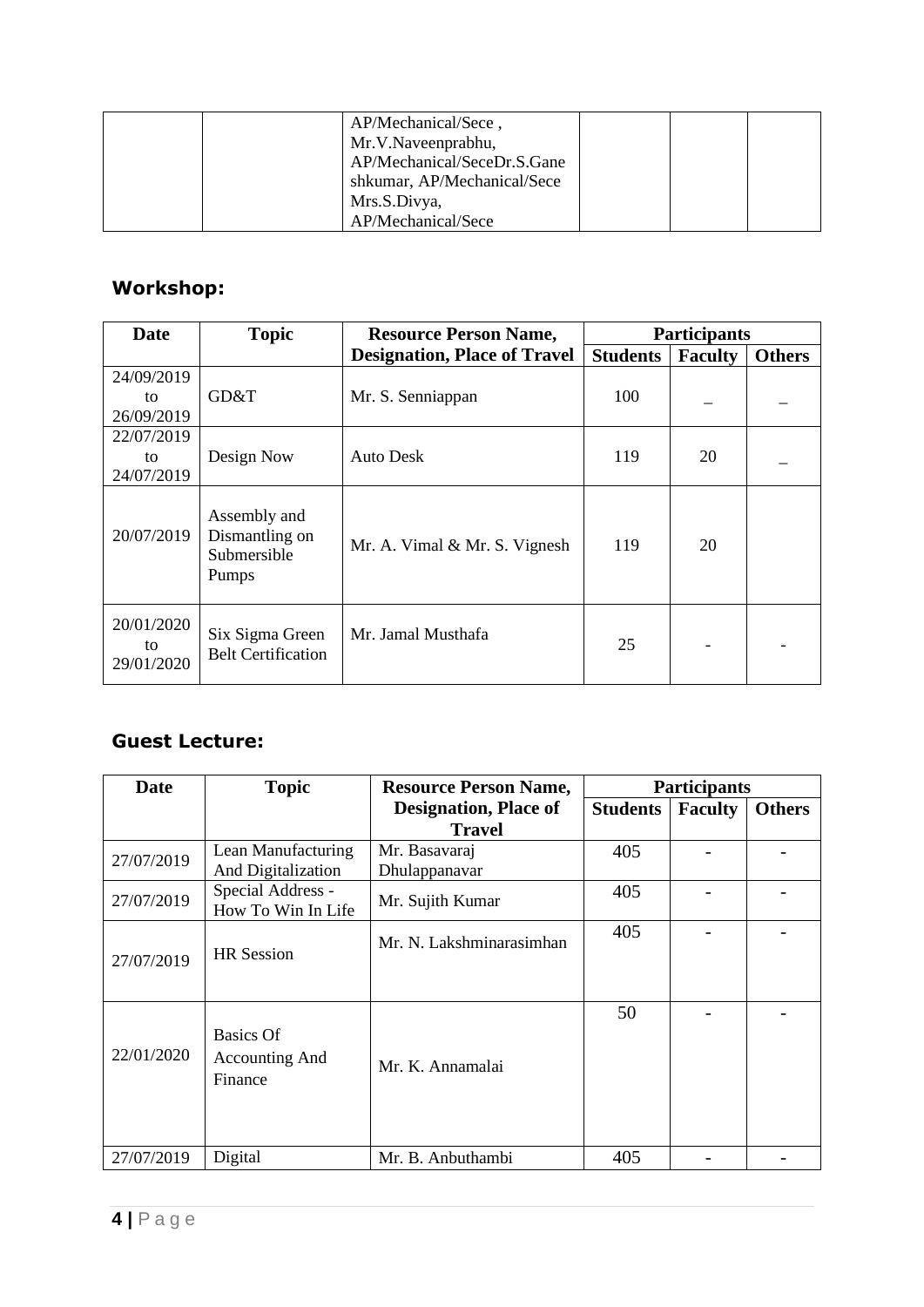| | | AP/Mechanical/Sece , Mr.V.Naveenprabhu, AP/Mechanical/SeceDr.S.Ganeshkumar, AP/Mechanical/Sece Mrs.S.Divya, AP/Mechanical/Sece | | | |
|---|---|---|---|---|---|

## Workshop:

| Date | Topic | Resource Person Name, Designation, Place of Travel | Participants | | |
|---|---|---|---|---|---|
| | | | Students | Faculty | Others |
| 24/09/2019 to 26/09/2019 | GD&T | Mr. S. Senniappan | 100 | _ | _ |
| 22/07/2019 to 24/07/2019 | Design Now | Auto Desk | 119 | 20 | _ |
| 20/07/2019 | Assembly and Dismantling on Submersible Pumps | Mr. A. Vimal & Mr. S. Vignesh | 119 | 20 | |
| 20/01/2020 to 29/01/2020 | Six Sigma Green Belt Certification | Mr. Jamal Musthafa | 25 | - | - |

## Guest Lecture:

| Date | Topic | Resource Person Name, Designation, Place of Travel | Participants | | |
|---|---|---|---|---|---|
| | | | Students | Faculty | Others |
| 27/07/2019 | Lean Manufacturing And Digitalization | Mr. Basavaraj Dhulappanavar | 405 | - | - |
| 27/07/2019 | Special Address - How To Win In Life | Mr. Sujith Kumar | 405 | - | - |
| 27/07/2019 | HR Session | Mr. N. Lakshminarasimhan | 405 | - | - |
| 22/01/2020 | Basics Of Accounting And Finance | Mr. K. Annamalai | 50 | - | - |
| 27/07/2019 | Digital | Mr. B. Anbuthambi | 405 | - | - |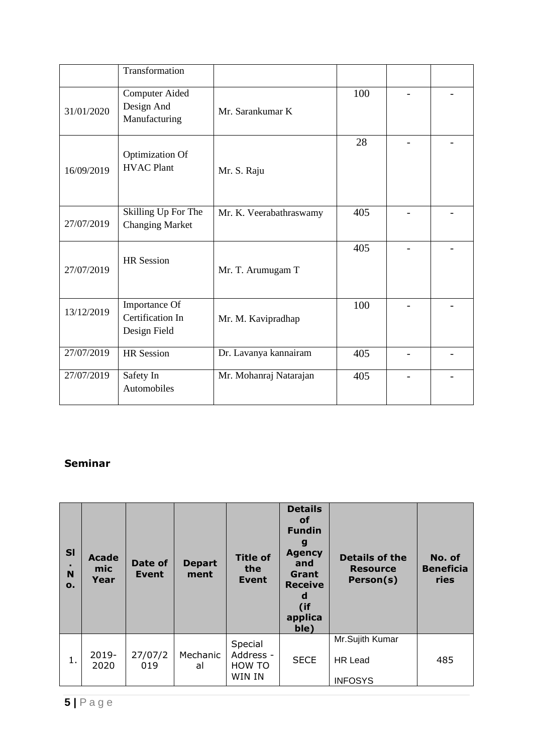|  | Transformation |  |  |  |  |
|---|---|---|---|---|---|
| 31/01/2020 | Computer Aided Design And Manufacturing | Mr. Sarankumar K | 100 | - | - |
| 16/09/2019 | Optimization Of HVAC Plant | Mr. S. Raju | 28 | - | - |
| 27/07/2019 | Skilling Up For The Changing Market | Mr. K. Veerabathraswamy | 405 | - | - |
| 27/07/2019 | HR Session | Mr. T. Arumugam T | 405 | - | - |
| 13/12/2019 | Importance Of Certification In Design Field | Mr. M. Kavipradhap | 100 | - | - |
| 27/07/2019 | HR Session | Dr. Lavanya kannairam | 405 | - | - |
| 27/07/2019 | Safety In Automobiles | Mr. Mohanraj Natarajan | 405 | - | - |

**Seminar**

| Sl. No. | Academic Year | Date of Event | Department | Title of the Event | Details of Funding Agency and Grant Received (if applicable) | Details of the Resource Person(s) | No. of Beneficiaries |
|---|---|---|---|---|---|---|---|
| 1. | 2019-2020 | 27/07/2019 | Mechanical | Special Address - HOW TO WIN IN | SECE | Mr.Sujith Kumar HR Lead INFOSYS | 485 |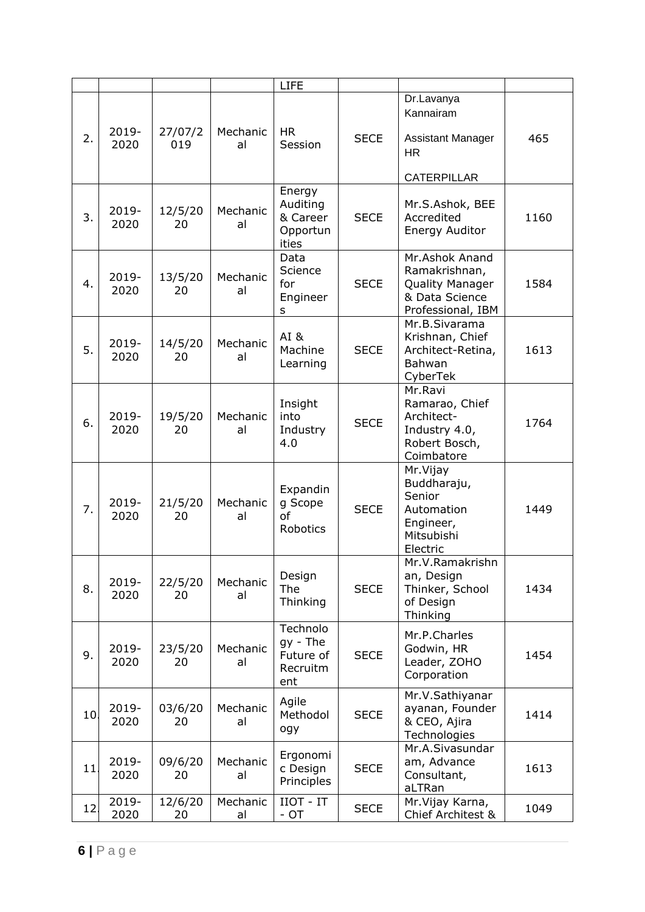|  |  |  |  | LIFE |  |  |  |
|---|---|---|---|---|---|---|---|
| 2. | 2019-2020 | 27/07/2019 | Mechanical | HR Session | SECE | Dr.Lavanya Kannairam Assistant Manager HR CATERPILLAR | 465 |
| 3. | 2019-2020 | 12/5/2020 | Mechanical | Energy Auditing & Career Opportunities | SECE | Mr.S.Ashok, BEE Accredited Energy Auditor | 1160 |
| 4. | 2019-2020 | 13/5/2020 | Mechanical | Data Science for Engineers | SECE | Mr.Ashok Anand Ramakrishnan, Quality Manager & Data Science Professional, IBM | 1584 |
| 5. | 2019-2020 | 14/5/2020 | Mechanical | AI & Machine Learning | SECE | Mr.B.Sivarama Krishnan, Chief Architect-Retina, Bahwan CyberTek | 1613 |
| 6. | 2019-2020 | 19/5/2020 | Mechanical | Insight into Industry 4.0 | SECE | Mr.Ravi Ramarao, Chief Architect- Industry 4.0, Robert Bosch, Coimbatore | 1764 |
| 7. | 2019-2020 | 21/5/2020 | Mechanical | Expanding Scope of Robotics | SECE | Mr.Vijay Buddharaju, Senior Automation Engineer, Mitsubishi Electric | 1449 |
| 8. | 2019-2020 | 22/5/2020 | Mechanical | Design The Thinking | SECE | Mr.V.Ramakrishnan, Design Thinker, School of Design Thinking | 1434 |
| 9. | 2019-2020 | 23/5/2020 | Mechanical | Technology - The Future of Recruitment | SECE | Mr.P.Charles Godwin, HR Leader, ZOHO Corporation | 1454 |
| 10. | 2019-2020 | 03/6/2020 | Mechanical | Agile Methodology | SECE | Mr.V.Sathiyanarayanan, Founder & CEO, Ajira Technologies | 1414 |
| 11. | 2019-2020 | 09/6/2020 | Mechanical | Ergonomic Design Principles | SECE | Mr.A.Sivasundaram, Advance Consultant, aLTRan | 1613 |
| 12. | 2019-2020 | 12/6/2020 | Mechanical | IIOT - IT - OT | SECE | Mr.Vijay Karna, Chief Architest & | 1049 |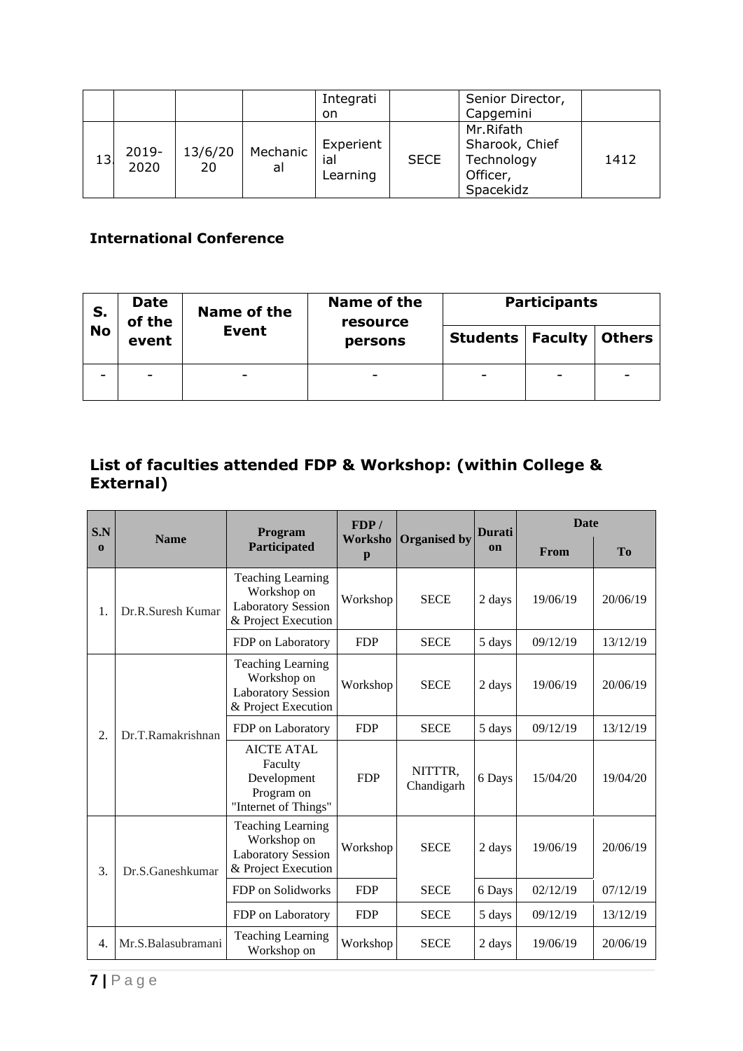| | | | | Integration | | Senior Director, Capgemini | |
|---|---|---|---|---|---|---|---|
| 13. | 2019-2020 | 13/6/20 | Mechanical | Experiential Learning | SECE | Mr.Rifath Sharook, Chief Technology Officer, Spacekidz | 1412 |

### International Conference

| S. No | Date of the event | Name of the Event | Name of the resource persons | Participants | | |
|---|---|---|---|---|---|---|
| | | | | Students | Faculty | Others |
| - | - | - | - | - | - | - |

## List of faculties attended FDP & Workshop: (within College & External)

| S.No | Name | Program Participated | FDP / Workshop | Organised by | Duration | Date | |
|---|---|---|---|---|---|---|---|
| | | | | | | From | To |
| 1. | Dr.R.Suresh Kumar | Teaching Learning Workshop on Laboratory Session & Project Execution | Workshop | SECE | 2 days | 19/06/19 | 20/06/19 |
| | | FDP on Laboratory | FDP | SECE | 5 days | 09/12/19 | 13/12/19 |
| 2. | Dr.T.Ramakrishnan | Teaching Learning Workshop on Laboratory Session & Project Execution | Workshop | SECE | 2 days | 19/06/19 | 20/06/19 |
| | | FDP on Laboratory | FDP | SECE | 5 days | 09/12/19 | 13/12/19 |
| | | AICTE ATAL Faculty Development Program on "Internet of Things" | FDP | NITTTR, Chandigarh | 6 Days | 15/04/20 | 19/04/20 |
| 3. | Dr.S.Ganeshkumar | Teaching Learning Workshop on Laboratory Session & Project Execution | Workshop | SECE | 2 days | 19/06/19 | 20/06/19 |
| | | FDP on Solidworks | FDP | SECE | 6 Days | 02/12/19 | 07/12/19 |
| | | FDP on Laboratory | FDP | SECE | 5 days | 09/12/19 | 13/12/19 |
| 4. | Mr.S.Balasubramani | Teaching Learning Workshop on | Workshop | SECE | 2 days | 19/06/19 | 20/06/19 |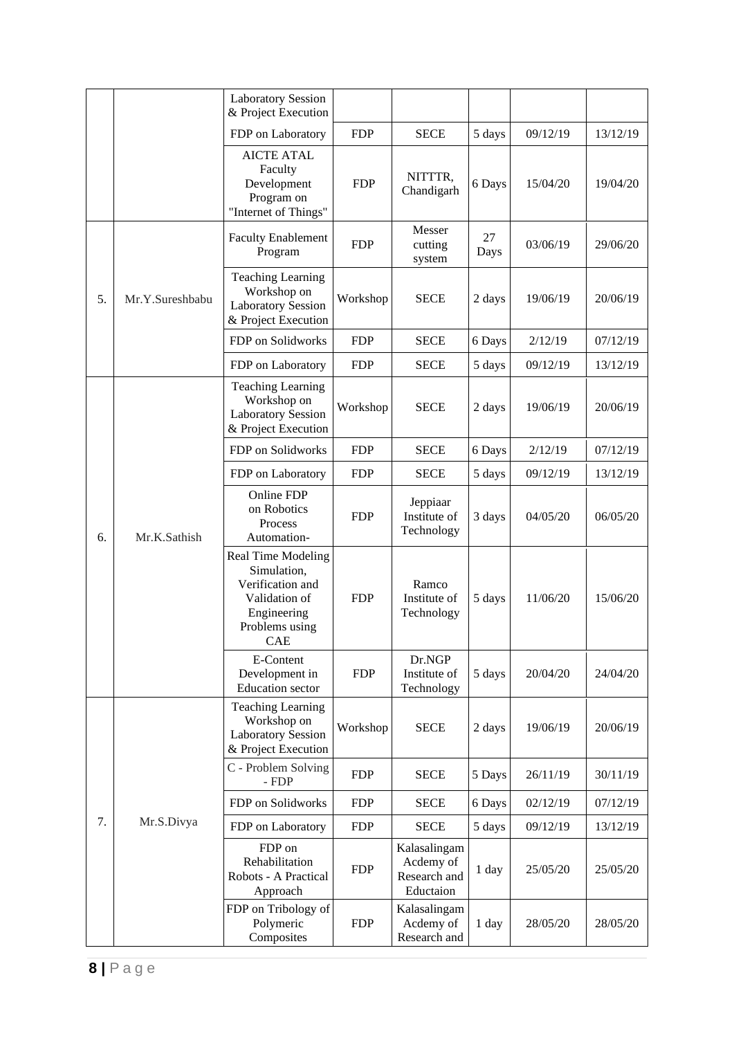| | | Laboratory Session & Project Execution | | | | | |
|---|---|---|---|---|---|---|---|
| | | FDP on Laboratory | FDP | SECE | 5 days | 09/12/19 | 13/12/19 |
| | | AICTE ATAL Faculty Development Program on "Internet of Things" | FDP | NITTTR, Chandigarh | 6 Days | 15/04/20 | 19/04/20 |
| 5. | Mr.Y.Sureshbabu | Faculty Enablement Program | FDP | Messer cutting system | 27 Days | 03/06/19 | 29/06/20 |
| | | Teaching Learning Workshop on Laboratory Session & Project Execution | Workshop | SECE | 2 days | 19/06/19 | 20/06/19 |
| | | FDP on Solidworks | FDP | SECE | 6 Days | 2/12/19 | 07/12/19 |
| | | FDP on Laboratory | FDP | SECE | 5 days | 09/12/19 | 13/12/19 |
| 6. | Mr.K.Sathish | Teaching Learning Workshop on Laboratory Session & Project Execution | Workshop | SECE | 2 days | 19/06/19 | 20/06/19 |
| | | FDP on Solidworks | FDP | SECE | 6 Days | 2/12/19 | 07/12/19 |
| | | FDP on Laboratory | FDP | SECE | 5 days | 09/12/19 | 13/12/19 |
| | | Online FDP on Robotics Process Automation- | FDP | Jeppiaar Institute of Technology | 3 days | 04/05/20 | 06/05/20 |
| | | Real Time Modeling Simulation, Verification and Validation of Engineering Problems using CAE | FDP | Ramco Institute of Technology | 5 days | 11/06/20 | 15/06/20 |
| | | E-Content Development in Education sector | FDP | Dr.NGP Institute of Technology | 5 days | 20/04/20 | 24/04/20 |
| 7. | Mr.S.Divya | Teaching Learning Workshop on Laboratory Session & Project Execution | Workshop | SECE | 2 days | 19/06/19 | 20/06/19 |
| | | C - Problem Solving - FDP | FDP | SECE | 5 Days | 26/11/19 | 30/11/19 |
| | | FDP on Solidworks | FDP | SECE | 6 Days | 02/12/19 | 07/12/19 |
| | | FDP on Laboratory | FDP | SECE | 5 days | 09/12/19 | 13/12/19 |
| | | FDP on Rehabilitation Robots - A Practical Approach | FDP | Kalasalingam Acdemy of Research and Eductaion | 1 day | 25/05/20 | 25/05/20 |
| | | FDP on Tribology of Polymeric Composites | FDP | Kalasalingam Acdemy of Research and | 1 day | 28/05/20 | 28/05/20 |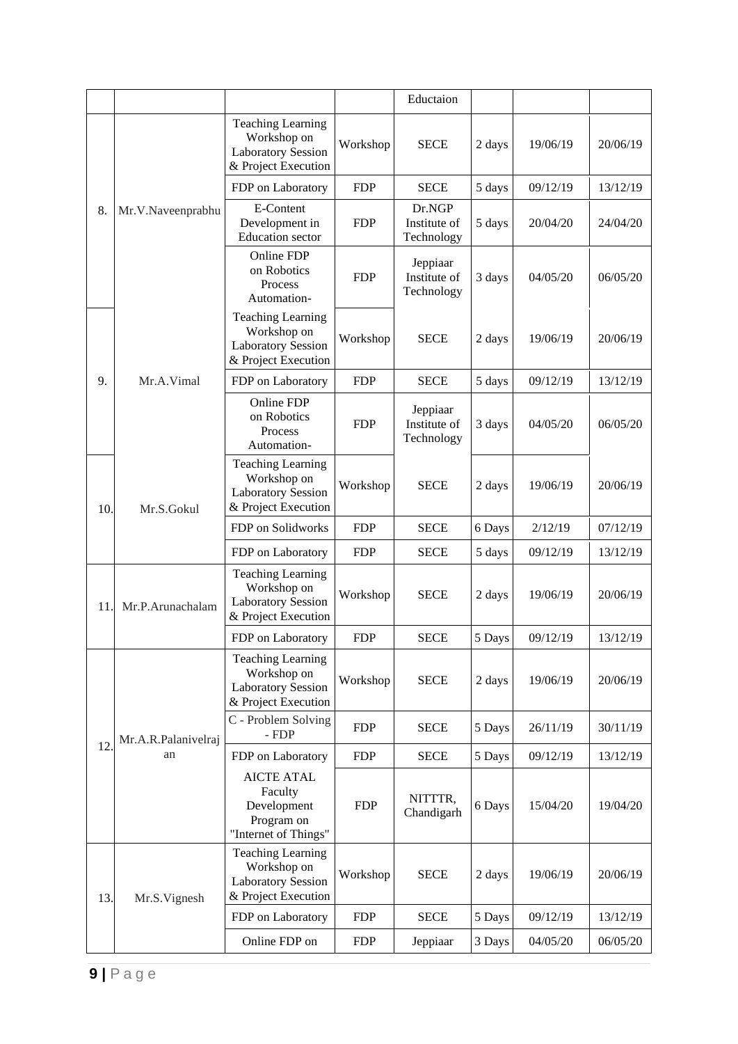| | | | | Eductaion | | | |
|---|---|---|---|---|---|---|---|
| 8. | Mr.V.Naveenprabhu | Teaching Learning Workshop on Laboratory Session & Project Execution | Workshop | SECE | 2 days | 19/06/19 | 20/06/19 |
| | | FDP on Laboratory | FDP | SECE | 5 days | 09/12/19 | 13/12/19 |
| | | E-Content Development in Education sector | FDP | Dr.NGP Institute of Technology | 5 days | 20/04/20 | 24/04/20 |
| | | Online FDP on Robotics Process Automation- | FDP | Jeppiaar Institute of Technology | 3 days | 04/05/20 | 06/05/20 |
| 9. | Mr.A.Vimal | Teaching Learning Workshop on Laboratory Session & Project Execution | Workshop | SECE | 2 days | 19/06/19 | 20/06/19 |
| | | FDP on Laboratory | FDP | SECE | 5 days | 09/12/19 | 13/12/19 |
| | | Online FDP on Robotics Process Automation- | FDP | Jeppiaar Institute of Technology | 3 days | 04/05/20 | 06/05/20 |
| 10. | Mr.S.Gokul | Teaching Learning Workshop on Laboratory Session & Project Execution | Workshop | SECE | 2 days | 19/06/19 | 20/06/19 |
| | | FDP on Solidworks | FDP | SECE | 6 Days | 2/12/19 | 07/12/19 |
| | | FDP on Laboratory | FDP | SECE | 5 days | 09/12/19 | 13/12/19 |
| 11. | Mr.P.Arunachalam | Teaching Learning Workshop on Laboratory Session & Project Execution | Workshop | SECE | 2 days | 19/06/19 | 20/06/19 |
| | | FDP on Laboratory | FDP | SECE | 5 Days | 09/12/19 | 13/12/19 |
| 12. | Mr.A.R.Palanivelrajan | Teaching Learning Workshop on Laboratory Session & Project Execution | Workshop | SECE | 2 days | 19/06/19 | 20/06/19 |
| | | C - Problem Solving - FDP | FDP | SECE | 5 Days | 26/11/19 | 30/11/19 |
| | | FDP on Laboratory | FDP | SECE | 5 Days | 09/12/19 | 13/12/19 |
| | | AICTE ATAL Faculty Development Program on "Internet of Things" | FDP | NITTTR, Chandigarh | 6 Days | 15/04/20 | 19/04/20 |
| 13. | Mr.S.Vignesh | Teaching Learning Workshop on Laboratory Session & Project Execution | Workshop | SECE | 2 days | 19/06/19 | 20/06/19 |
| | | FDP on Laboratory | FDP | SECE | 5 Days | 09/12/19 | 13/12/19 |
| | | Online FDP on | FDP | Jeppiaar | 3 Days | 04/05/20 | 06/05/20 |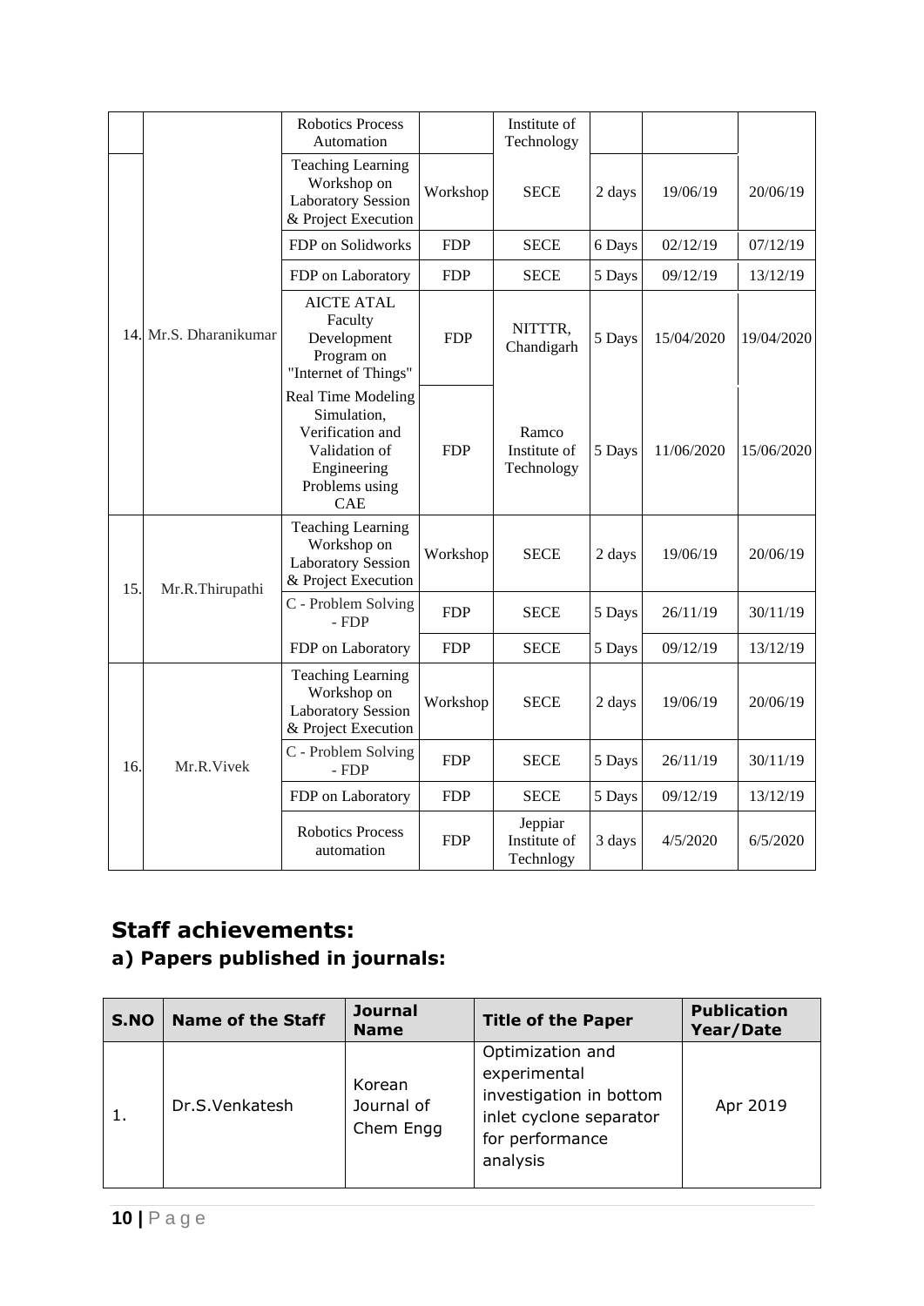| | | Robotics Process Automation | | Institute of Technology | | | |
|---|---|---|---|---|---|---|---|
| 14. | Mr.S. Dharanikumar | Teaching Learning Workshop on Laboratory Session & Project Execution | Workshop | SECE | 2 days | 19/06/19 | 20/06/19 |
| | | FDP on Solidworks | FDP | SECE | 6 Days | 02/12/19 | 07/12/19 |
| | | FDP on Laboratory | FDP | SECE | 5 Days | 09/12/19 | 13/12/19 |
| | | AICTE ATAL Faculty Development Program on "Internet of Things" | FDP | NITTTR, Chandigarh | 5 Days | 15/04/2020 | 19/04/2020 |
| | | Real Time Modeling Simulation, Verification and Validation of Engineering Problems using CAE | FDP | Ramco Institute of Technology | 5 Days | 11/06/2020 | 15/06/2020 |
| 15. | Mr.R.Thirupathi | Teaching Learning Workshop on Laboratory Session & Project Execution | Workshop | SECE | 2 days | 19/06/19 | 20/06/19 |
| | | C - Problem Solving - FDP | FDP | SECE | 5 Days | 26/11/19 | 30/11/19 |
| | | FDP on Laboratory | FDP | SECE | 5 Days | 09/12/19 | 13/12/19 |
| 16. | Mr.R.Vivek | Teaching Learning Workshop on Laboratory Session & Project Execution | Workshop | SECE | 2 days | 19/06/19 | 20/06/19 |
| | | C - Problem Solving - FDP | FDP | SECE | 5 Days | 26/11/19 | 30/11/19 |
| | | FDP on Laboratory | FDP | SECE | 5 Days | 09/12/19 | 13/12/19 |
| | | Robotics Process automation | FDP | Jeppiar Institute of Technlogy | 3 days | 4/5/2020 | 6/5/2020 |

## Staff achievements:

### a) Papers published in journals:

| S.NO | Name of the Staff | Journal Name | Title of the Paper | Publication Year/Date |
|---|---|---|---|---|
| 1. | Dr.S.Venkatesh | Korean Journal of Chem Engg | Optimization and experimental investigation in bottom inlet cyclone separator for performance analysis | Apr 2019 |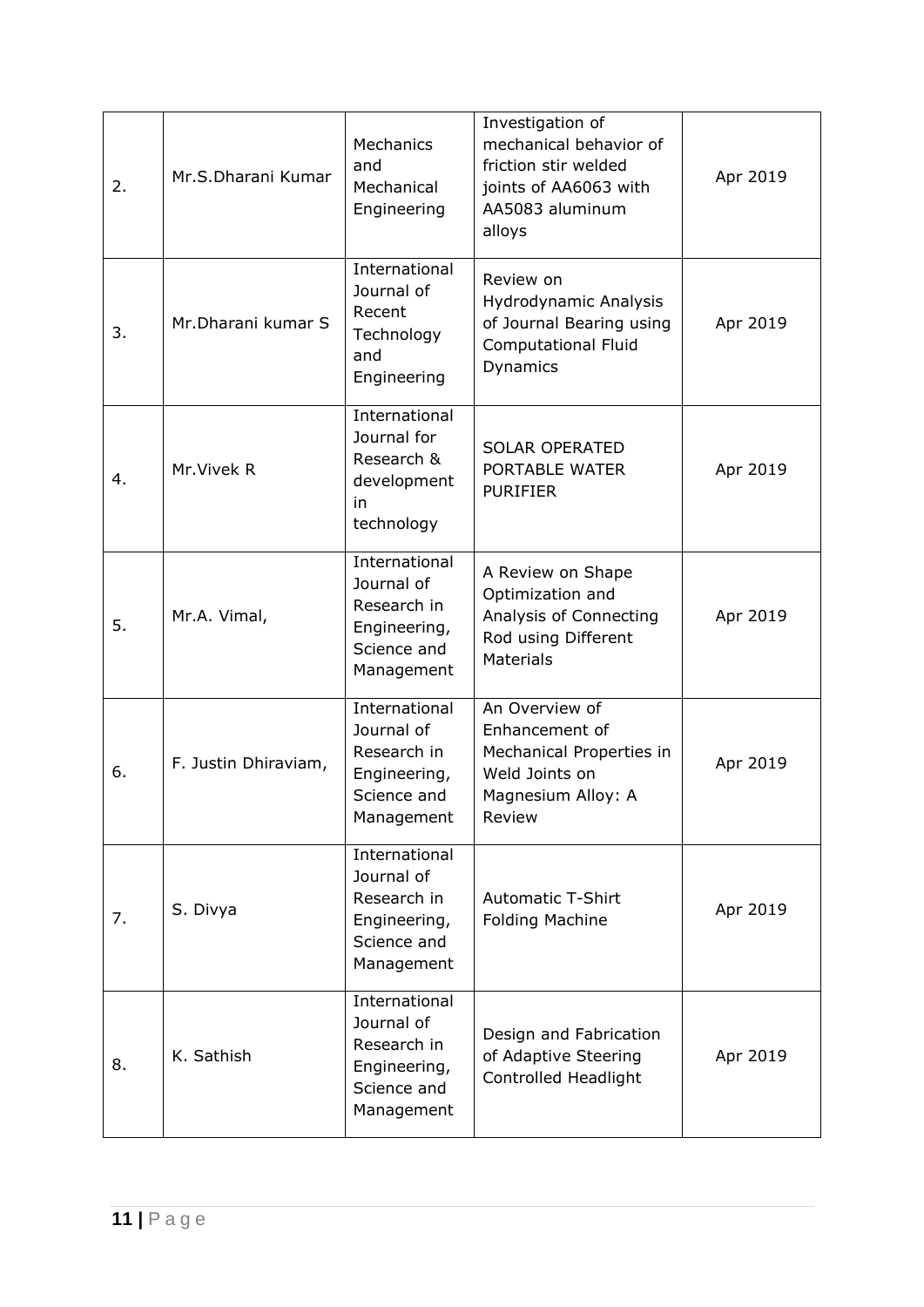| 2. | Mr.S.Dharani Kumar | Mechanics and Mechanical Engineering | Investigation of mechanical behavior of friction stir welded joints of AA6063 with AA5083 aluminum alloys | Apr 2019 |
|---|---|---|---|---|
| 3. | Mr.Dharani kumar S | International Journal of Recent Technology and Engineering | Review on Hydrodynamic Analysis of Journal Bearing using Computational Fluid Dynamics | Apr 2019 |
| 4. | Mr.Vivek R | International Journal for Research & development in technology | SOLAR OPERATED PORTABLE WATER PURIFIER | Apr 2019 |
| 5. | Mr.A. Vimal, | International Journal of Research in Engineering, Science and Management | A Review on Shape Optimization and Analysis of Connecting Rod using Different Materials | Apr 2019 |
| 6. | F. Justin Dhiraviam, | International Journal of Research in Engineering, Science and Management | An Overview of Enhancement of Mechanical Properties in Weld Joints on Magnesium Alloy: A Review | Apr 2019 |
| 7. | S. Divya | International Journal of Research in Engineering, Science and Management | Automatic T-Shirt Folding Machine | Apr 2019 |
| 8. | K. Sathish | International Journal of Research in Engineering, Science and Management | Design and Fabrication of Adaptive Steering Controlled Headlight | Apr 2019 |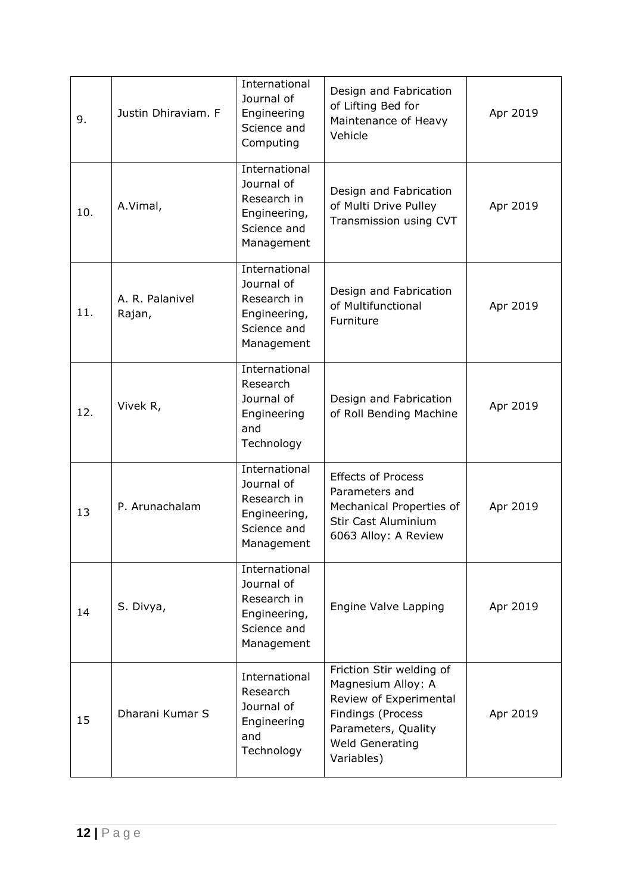| | | | | |
|---|---|---|---|---|
| 9. | Justin Dhiraviam. F | International Journal of Engineering Science and Computing | Design and Fabrication of Lifting Bed for Maintenance of Heavy Vehicle | Apr 2019 |
| 10. | A.Vimal, | International Journal of Research in Engineering, Science and Management | Design and Fabrication of Multi Drive Pulley Transmission using CVT | Apr 2019 |
| 11. | A. R. Palanivel Rajan, | International Journal of Research in Engineering, Science and Management | Design and Fabrication of Multifunctional Furniture | Apr 2019 |
| 12. | Vivek R, | International Research Journal of Engineering and Technology | Design and Fabrication of Roll Bending Machine | Apr 2019 |
| 13 | P. Arunachalam | International Journal of Research in Engineering, Science and Management | Effects of Process Parameters and Mechanical Properties of Stir Cast Aluminium 6063 Alloy: A Review | Apr 2019 |
| 14 | S. Divya, | International Journal of Research in Engineering, Science and Management | Engine Valve Lapping | Apr 2019 |
| 15 | Dharani Kumar S | International Research Journal of Engineering and Technology | Friction Stir welding of Magnesium Alloy: A Review of Experimental Findings (Process Parameters, Quality Weld Generating Variables) | Apr 2019 |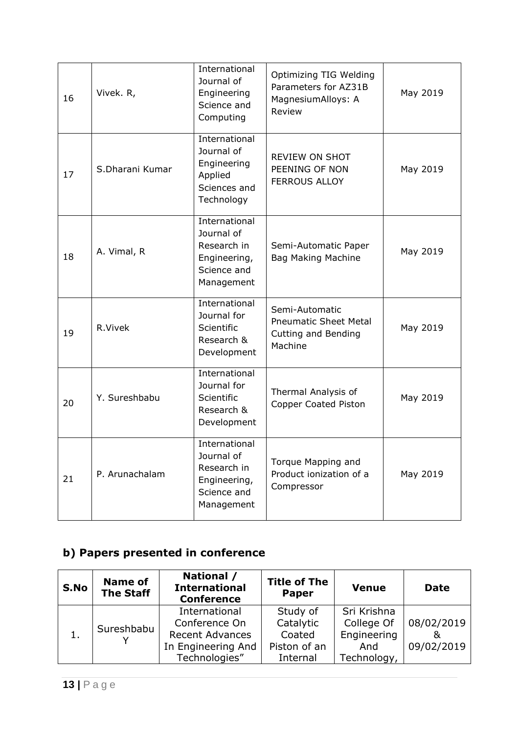| 16 | Vivek. R, | International Journal of Engineering Science and Computing | Optimizing TIG Welding Parameters for AZ31B MagnesiumAlloys: A Review | May 2019 |
|---|---|---|---|---|
| 17 | S.Dharani Kumar | International Journal of Engineering Applied Sciences and Technology | REVIEW ON SHOT PEENING OF NON FERROUS ALLOY | May 2019 |
| 18 | A. Vimal, R | International Journal of Research in Engineering, Science and Management | Semi-Automatic Paper Bag Making Machine | May 2019 |
| 19 | R.Vivek | International Journal for Scientific Research & Development | Semi-Automatic Pneumatic Sheet Metal Cutting and Bending Machine | May 2019 |
| 20 | Y. Sureshbabu | International Journal for Scientific Research & Development | Thermal Analysis of Copper Coated Piston | May 2019 |
| 21 | P. Arunachalam | International Journal of Research in Engineering, Science and Management | Torque Mapping and Product ionization of a Compressor | May 2019 |

## b) Papers presented in conference

| S.No | Name of The Staff | National / International Conference | Title of The Paper | Venue | Date |
|---|---|---|---|---|---|
| 1. | Sureshbabu Y | International Conference On Recent Advances In Engineering And Technologies" | Study of Catalytic Coated Piston of an Internal | Sri Krishna College Of Engineering And Technology, | 08/02/2019 & 09/02/2019 |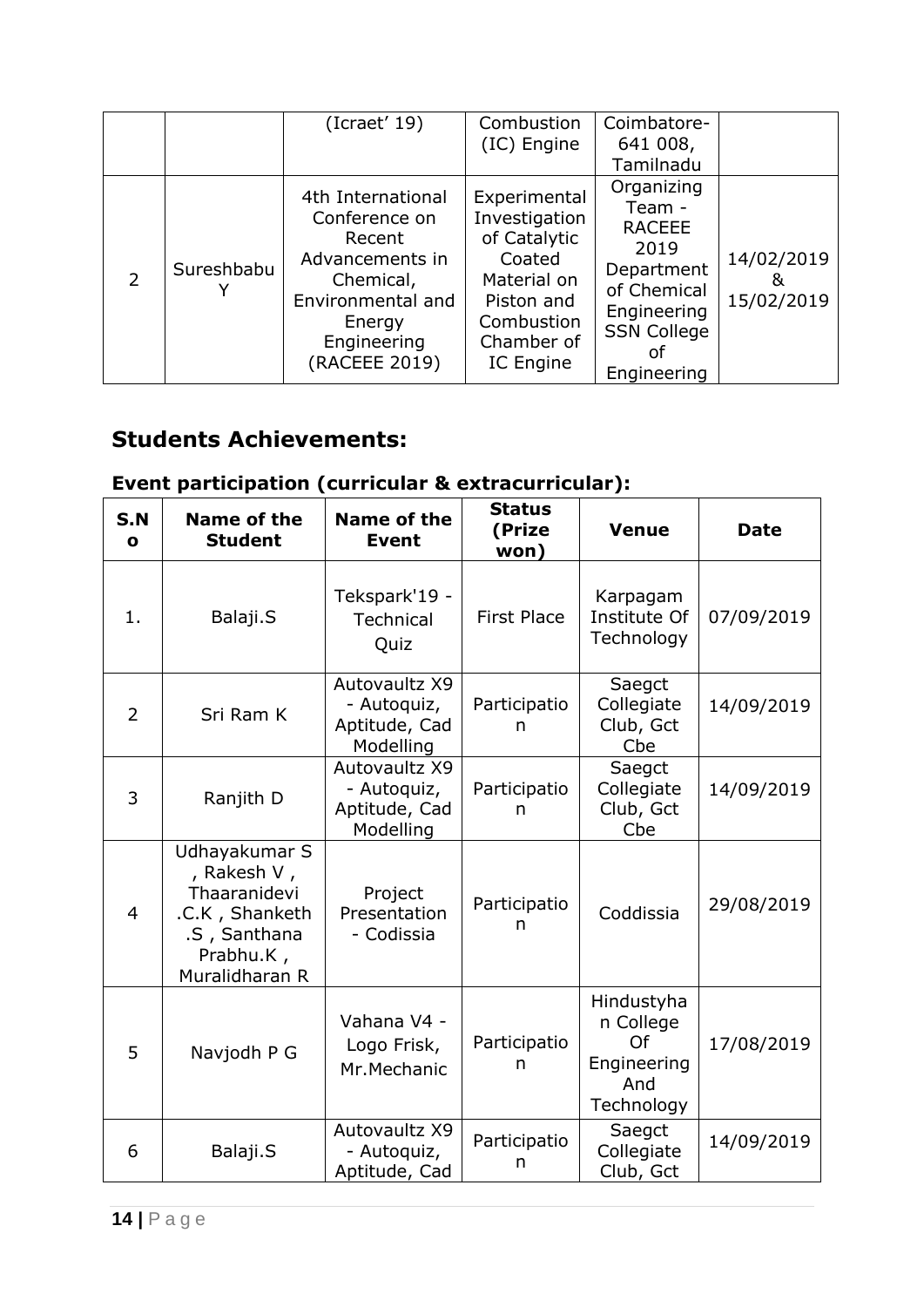|  |  | (Icraet' 19) | Combustion (IC) Engine | Coimbatore-641 008, Tamilnadu |  |
|---|---|---|---|---|---|
| 2 | Sureshbabu Y | 4th International Conference on Recent Advancements in Chemical, Environmental and Energy Engineering (RACEEE 2019) | Experimental Investigation of Catalytic Coated Material on Piston and Combustion Chamber of IC Engine | Organizing Team - RACEEE 2019 Department of Chemical Engineering SSN College of Engineering | 14/02/2019 & 15/02/2019 |

## Students Achievements:

### Event participation (curricular & extracurricular):

| S.No | Name of the Student | Name of the Event | Status (Prize won) | Venue | Date |
|---|---|---|---|---|---|
| 1. | Balaji.S | Tekspark'19 - Technical Quiz | First Place | Karpagam Institute Of Technology | 07/09/2019 |
| 2 | Sri Ram K | Autovaultz X9 - Autoquiz, Aptitude, Cad Modelling | Participation | Saegct Collegiate Club, Gct Cbe | 14/09/2019 |
| 3 | Ranjith D | Autovaultz X9 - Autoquiz, Aptitude, Cad Modelling | Participation | Saegct Collegiate Club, Gct Cbe | 14/09/2019 |
| 4 | Udhayakumar S , Rakesh V , Thaaranidevi .C.K , Shanketh .S , Santhana Prabhu.K , Muralidharan R | Project Presentation - Codissia | Participation | Coddissia | 29/08/2019 |
| 5 | Navjodh P G | Vahana V4 - Logo Frisk, Mr.Mechanic | Participation | Hindustyhan College Of Engineering And Technology | 17/08/2019 |
| 6 | Balaji.S | Autovaultz X9 - Autoquiz, Aptitude, Cad | Participation | Saegct Collegiate Club, Gct | 14/09/2019 |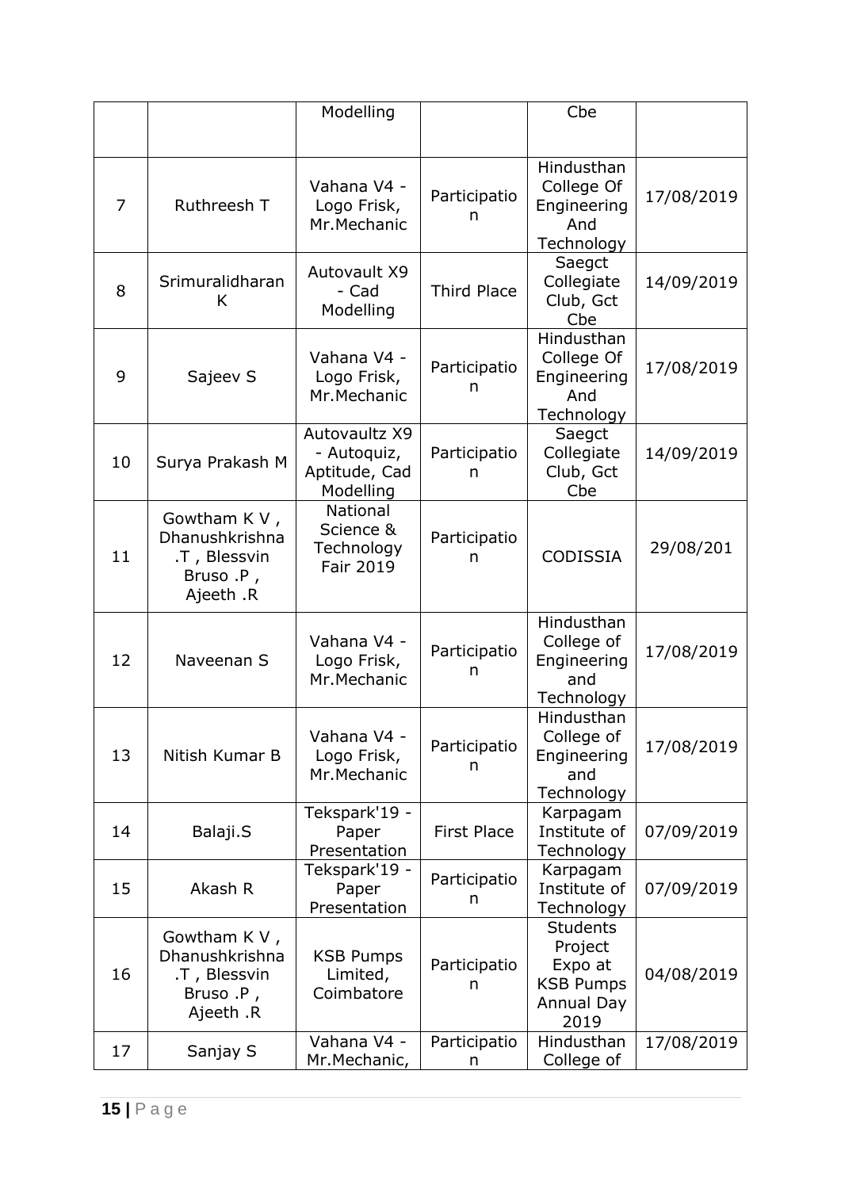|  |  | Modelling |  | Cbe |  |
|---|---|---|---|---|---|
| 7 | Ruthreesh T | Vahana V4 - Logo Frisk, Mr.Mechanic | Participation | Hindusthan College Of Engineering And Technology | 17/08/2019 |
| 8 | Srimuralidharan K | Autovault X9 - Cad Modelling | Third Place | Saegct Collegiate Club, Gct Cbe | 14/09/2019 |
| 9 | Sajeev S | Vahana V4 - Logo Frisk, Mr.Mechanic | Participation | Hindusthan College Of Engineering And Technology | 17/08/2019 |
| 10 | Surya Prakash M | Autovaultz X9 - Autoquiz, Aptitude, Cad Modelling | Participation | Saegct Collegiate Club, Gct Cbe | 14/09/2019 |
| 11 | Gowtham K V , Dhanushkrishna .T , Blessvin Bruso .P , Ajeeth .R | National Science & Technology Fair 2019 | Participation | CODISSIA | 29/08/201 |
| 12 | Naveenan S | Vahana V4 - Logo Frisk, Mr.Mechanic | Participation | Hindusthan College of Engineering and Technology | 17/08/2019 |
| 13 | Nitish Kumar B | Vahana V4 - Logo Frisk, Mr.Mechanic | Participation | Hindusthan College of Engineering and Technology | 17/08/2019 |
| 14 | Balaji.S | Tekspark'19 - Paper Presentation | First Place | Karpagam Institute of Technology | 07/09/2019 |
| 15 | Akash R | Tekspark'19 - Paper Presentation | Participation | Karpagam Institute of Technology | 07/09/2019 |
| 16 | Gowtham K V , Dhanushkrishna .T , Blessvin Bruso .P , Ajeeth .R | KSB Pumps Limited, Coimbatore | Participation | Students Project Expo at KSB Pumps Annual Day 2019 | 04/08/2019 |
| 17 | Sanjay S | Vahana V4 - Mr.Mechanic, | Participation | Hindusthan College of | 17/08/2019 |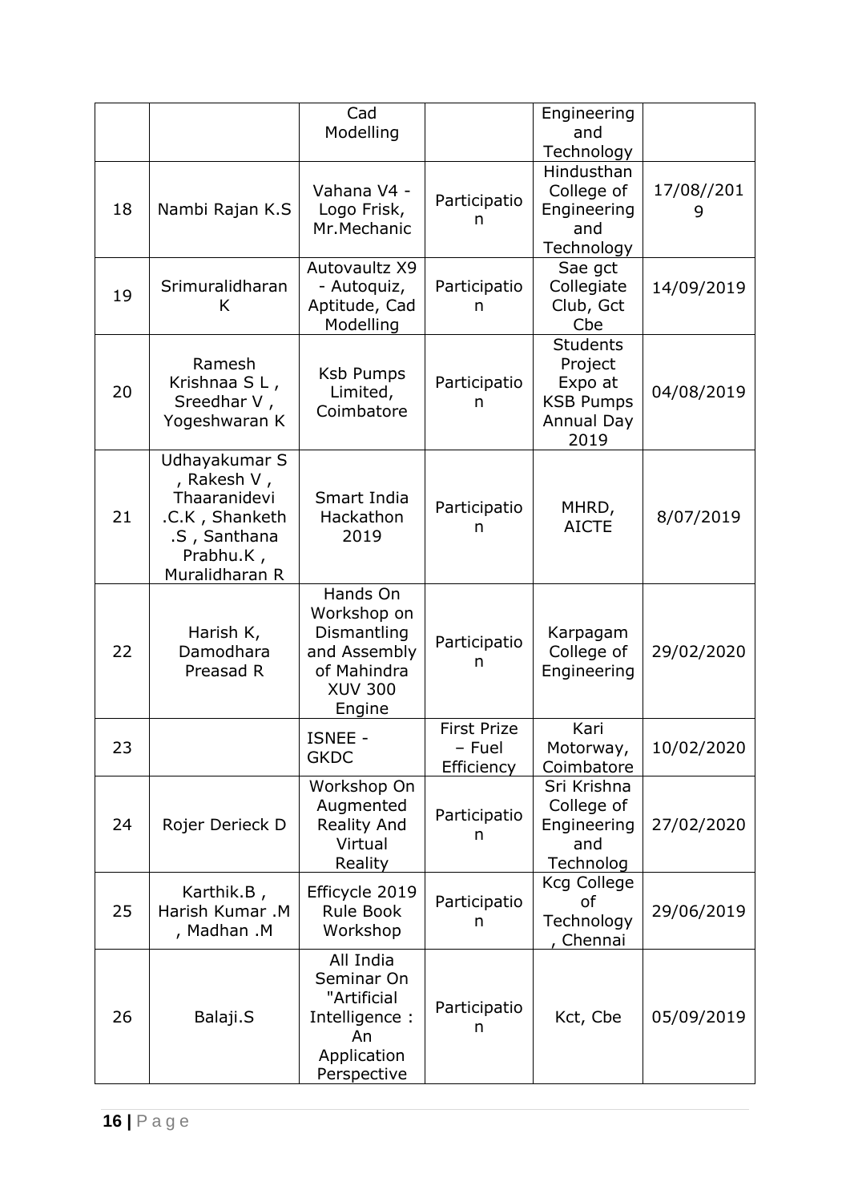|  |  | Cad Modelling |  | Engineering and Technology |  |
|---|---|---|---|---|---|
| 18 | Nambi Rajan K.S | Vahana V4 - Logo Frisk, Mr.Mechanic | Participation | Hindusthan College of Engineering and Technology | 17/08//2019 |
| 19 | Srimuralidharan K | Autovaultz X9 - Autoquiz, Aptitude, Cad Modelling | Participation | Sae gct Collegiate Club, Gct Cbe | 14/09/2019 |
| 20 | Ramesh Krishnaa S L , Sreedhar V , Yogeshwaran K | Ksb Pumps Limited, Coimbatore | Participation | Students Project Expo at KSB Pumps Annual Day 2019 | 04/08/2019 |
| 21 | Udhayakumar S , Rakesh V , Thaaranidevi .C.K , Shanketh .S , Santhana Prabhu.K , Muralidharan R | Smart India Hackathon 2019 | Participation | MHRD, AICTE | 8/07/2019 |
| 22 | Harish K, Damodhara Preasad R | Hands On Workshop on Dismantling and Assembly of Mahindra XUV 300 Engine | Participation | Karpagam College of Engineering | 29/02/2020 |
| 23 |  | ISNEE - GKDC | First Prize – Fuel Efficiency | Kari Motorway, Coimbatore | 10/02/2020 |
| 24 | Rojer Derieck D | Workshop On Augmented Reality And Virtual Reality | Participation | Sri Krishna College of Engineering and Technolog | 27/02/2020 |
| 25 | Karthik.B , Harish Kumar .M , Madhan .M | Efficycle 2019 Rule Book Workshop | Participation | Kcg College of Technology , Chennai | 29/06/2019 |
| 26 | Balaji.S | All India Seminar On "Artificial Intelligence : An Application Perspective | Participation | Kct, Cbe | 05/09/2019 |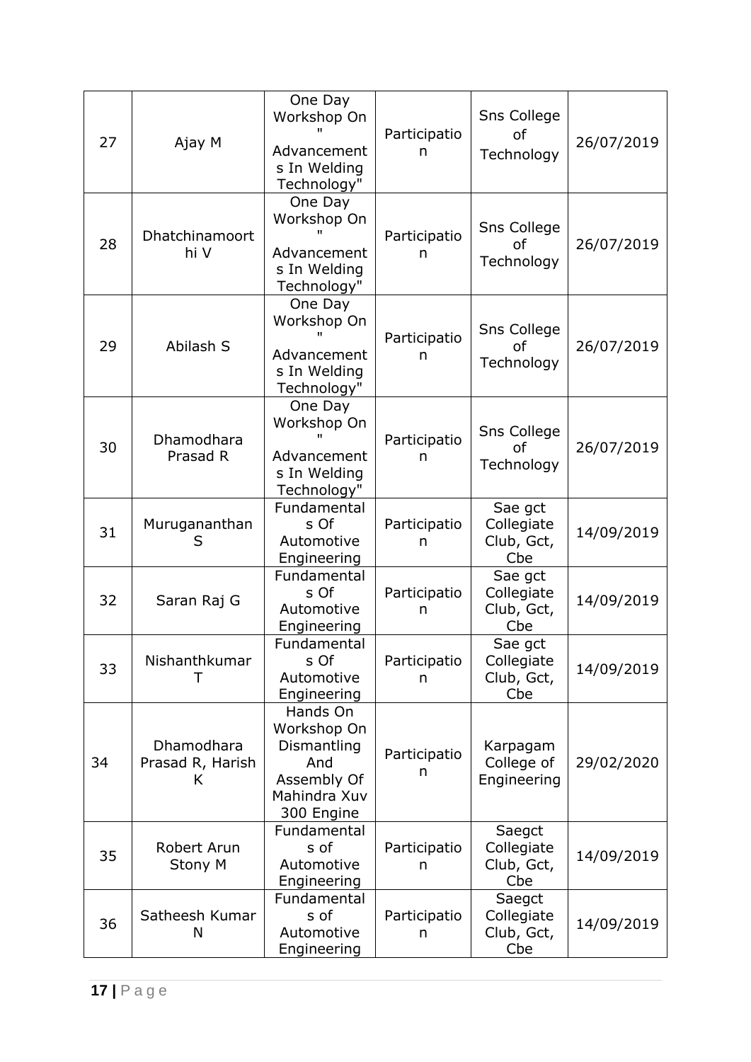| 27 | Ajay M | One Day Workshop On " Advancements In Welding Technology" | Participation | Sns College of Technology | 26/07/2019 |
|---|---|---|---|---|---|
| 28 | Dhatchinamoorthi V | One Day Workshop On " Advancements In Welding Technology" | Participation | Sns College of Technology | 26/07/2019 |
| 29 | Abilash S | One Day Workshop On " Advancements In Welding Technology" | Participation | Sns College of Technology | 26/07/2019 |
| 30 | Dhamodhara Prasad R | One Day Workshop On " Advancements In Welding Technology" | Participation | Sns College of Technology | 26/07/2019 |
| 31 | Murugananthan S | Fundamentals Of Automotive Engineering | Participation | Sae gct Collegiate Club, Gct, Cbe | 14/09/2019 |
| 32 | Saran Raj G | Fundamentals Of Automotive Engineering | Participation | Sae gct Collegiate Club, Gct, Cbe | 14/09/2019 |
| 33 | Nishanthkumar T | Fundamentals Of Automotive Engineering | Participation | Sae gct Collegiate Club, Gct, Cbe | 14/09/2019 |
| 34 | Dhamodhara Prasad R, Harish K | Hands On Workshop On Dismantling And Assembly Of Mahindra Xuv 300 Engine | Participation | Karpagam College of Engineering | 29/02/2020 |
| 35 | Robert Arun Stony M | Fundamentals of Automotive Engineering | Participation | Saegct Collegiate Club, Gct, Cbe | 14/09/2019 |
| 36 | Satheesh Kumar N | Fundamentals of Automotive Engineering | Participation | Saegct Collegiate Club, Gct, Cbe | 14/09/2019 |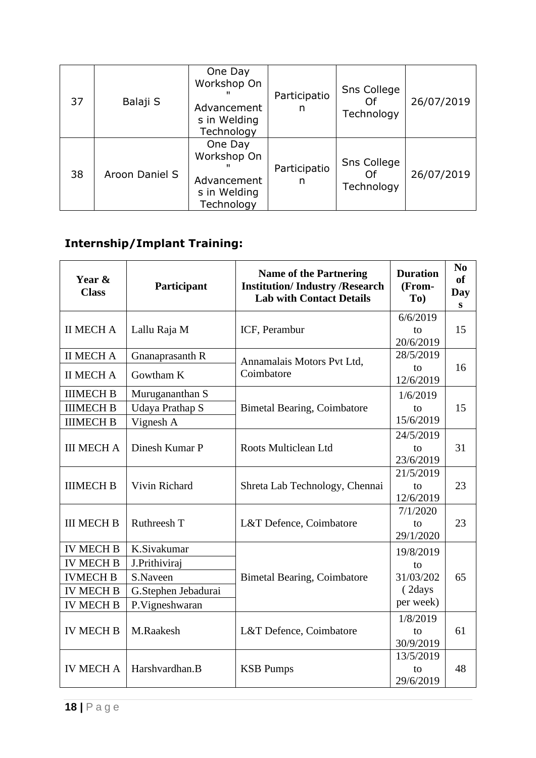| 37 | Balaji S | One Day Workshop On " Advancements in Welding Technology | Participation | Sns College Of Technology | 26/07/2019 |
|---|---|---|---|---|---|
| 38 | Aroon Daniel S | One Day Workshop On " Advancements in Welding Technology | Participation | Sns College Of Technology | 26/07/2019 |

## **Internship/Implant Training:**

| Year & Class | Participant | Name of the Partnering Institution/ Industry /Research Lab with Contact Details | Duration (From-To) | No of Days |
|---|---|---|---|---|
| II MECH A | Lallu Raja M | ICF, Perambur | 6/6/2019 to 20/6/2019 | 15 |
| II MECH A | Gnanaprasanth R | Annamalais Motors Pvt Ltd, Coimbatore | 28/5/2019 to 12/6/2019 | 16 |
| II MECH A | Gowtham K | | | |
| IIIMECH B | Murugananthan S | Bimetal Bearing, Coimbatore | 1/6/2019 to 15/6/2019 | 15 |
| IIIMECH B | Udaya Prathap S | | | |
| IIIMECH B | Vignesh A | | | |
| III MECH A | Dinesh Kumar P | Roots Multiclean Ltd | 24/5/2019 to 23/6/2019 | 31 |
| IIIMECH B | Vivin Richard | Shreta Lab Technology, Chennai | 21/5/2019 to 12/6/2019 | 23 |
| III MECH B | Ruthreesh T | L&T Defence, Coimbatore | 7/1/2020 to 29/1/2020 | 23 |
| IV MECH B | K.Sivakumar | Bimetal Bearing, Coimbatore | 19/8/2019 to 31/03/202 ( 2days per week) | 65 |
| IV MECH B | J.Prithiviraj | | | |
| IVMECH B | S.Naveen | | | |
| IV MECH B | G.Stephen Jebadurai | | | |
| IV MECH B | P.Vigneshwaran | | | |
| IV MECH B | M.Raakesh | L&T Defence, Coimbatore | 1/8/2019 to 30/9/2019 | 61 |
| IV MECH A | Harshvardhan.B | KSB Pumps | 13/5/2019 to 29/6/2019 | 48 |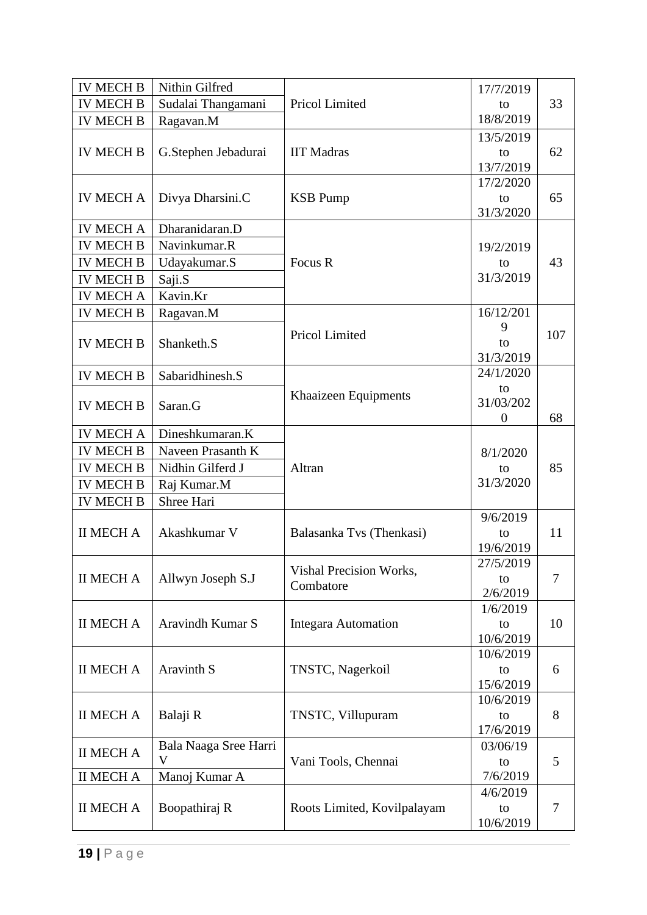| IV MECH B | Nithin Gilfred | Pricol Limited | 17/7/2019 to 18/8/2019 | 33 |
|---|---|---|---|---|
| IV MECH B | Sudalai Thangamani | | | |
| IV MECH B | Ragavan.M | | | |
| IV MECH B | G.Stephen Jebadurai | IIT Madras | 13/5/2019 to 13/7/2019 | 62 |
| IV MECH A | Divya Dharsini.C | KSB Pump | 17/2/2020 to 31/3/2020 | 65 |
| IV MECH A | Dharanidaran.D | Focus R | 19/2/2019 to 31/3/2019 | 43 |
| IV MECH B | Navinkumar.R | | | |
| IV MECH B | Udayakumar.S | | | |
| IV MECH B | Saji.S | | | |
| IV MECH A | Kavin.Kr | | | |
| IV MECH B | Ragavan.M | Pricol Limited | 16/12/2019 to 31/3/2019 | 107 |
| IV MECH B | Shanketh.S | | | |
| IV MECH B | Sabaridhinesh.S | Khaaizeen Equipments | 24/1/2020 to 31/03/2020 | 68 |
| IV MECH B | Saran.G | | | |
| IV MECH A | Dineshkumaran.K | Altran | 8/1/2020 to 31/3/2020 | 85 |
| IV MECH B | Naveen Prasanth K | | | |
| IV MECH B | Nidhin Gilferd J | | | |
| IV MECH B | Raj Kumar.M | | | |
| IV MECH B | Shree Hari | | | |
| II MECH A | Akashkumar V | Balasanka Tvs (Thenkasi) | 9/6/2019 to 19/6/2019 | 11 |
| II MECH A | Allwyn Joseph S.J | Vishal Precision Works, Combatore | 27/5/2019 to 2/6/2019 | 7 |
| II MECH A | Aravindh Kumar S | Integara Automation | 1/6/2019 to 10/6/2019 | 10 |
| II MECH A | Aravinth S | TNSTC, Nagerkoil | 10/6/2019 to 15/6/2019 | 6 |
| II MECH A | Balaji R | TNSTC, Villupuram | 10/6/2019 to 17/6/2019 | 8 |
| II MECH A | Bala Naaga Sree Harri V | Vani Tools, Chennai | 03/06/19 to 7/6/2019 | 5 |
| II MECH A | Manoj Kumar A | | | |
| II MECH A | Boopathiraj R | Roots Limited, Kovilpalayam | 4/6/2019 to 10/6/2019 | 7 |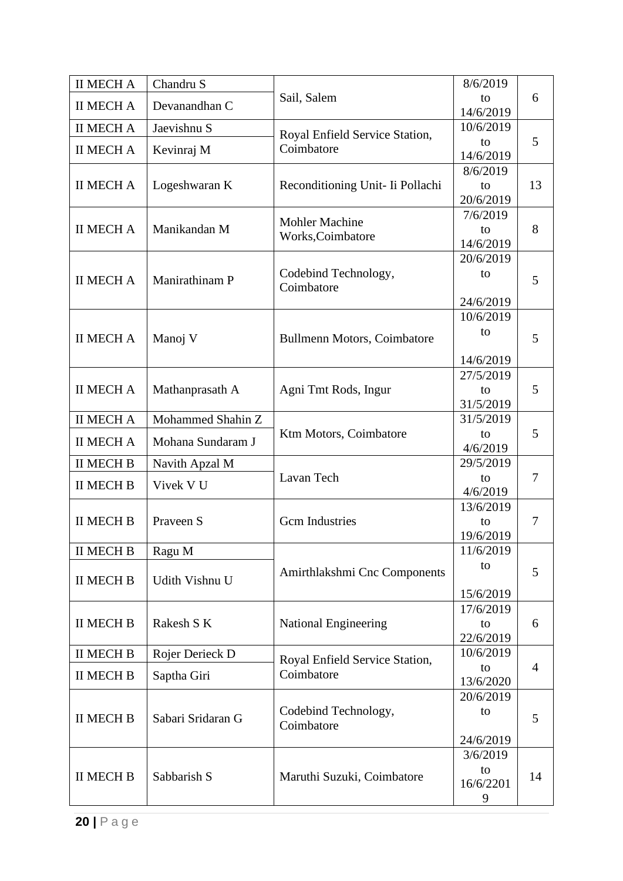| II MECH A | Chandru S | Sail, Salem | 8/6/2019 to 14/6/2019 | 6 |
|---|---|---|---|---|
| II MECH A | Devanandhan C | | | |
| II MECH A | Jaevishnu S | Royal Enfield Service Station, Coimbatore | 10/6/2019 to 14/6/2019 | 5 |
| II MECH A | Kevinraj M | | | |
| II MECH A | Logeshwaran K | Reconditioning Unit- Ii Pollachi | 8/6/2019 to 20/6/2019 | 13 |
| II MECH A | Manikandan M | Mohler Machine Works,Coimbatore | 7/6/2019 to 14/6/2019 | 8 |
| II MECH A | Manirathinam P | Codebind Technology, Coimbatore | 20/6/2019 to 24/6/2019 | 5 |
| II MECH A | Manoj V | Bullmenn Motors, Coimbatore | 10/6/2019 to 14/6/2019 | 5 |
| II MECH A | Mathanprasath A | Agni Tmt Rods, Ingur | 27/5/2019 to 31/5/2019 | 5 |
| II MECH A | Mohammed Shahin Z | Ktm Motors, Coimbatore | 31/5/2019 to 4/6/2019 | 5 |
| II MECH A | Mohana Sundaram J | | | |
| II MECH B | Navith Apzal M | Lavan Tech | 29/5/2019 to 4/6/2019 | 7 |
| II MECH B | Vivek V U | | | |
| II MECH B | Praveen S | Gcm Industries | 13/6/2019 to 19/6/2019 | 7 |
| II MECH B | Ragu M | Amirthlakshmi Cnc Components | 11/6/2019 to 15/6/2019 | 5 |
| II MECH B | Udith Vishnu U | | | |
| II MECH B | Rakesh S K | National Engineering | 17/6/2019 to 22/6/2019 | 6 |
| II MECH B | Rojer Derieck D | Royal Enfield Service Station, Coimbatore | 10/6/2019 to 13/6/2020 | 4 |
| II MECH B | Saptha Giri | | | |
| II MECH B | Sabari Sridaran G | Codebind Technology, Coimbatore | 20/6/2019 to 24/6/2019 | 5 |
| II MECH B | Sabbarish S | Maruthi Suzuki, Coimbatore | 3/6/2019 to 16/6/22019 | 14 |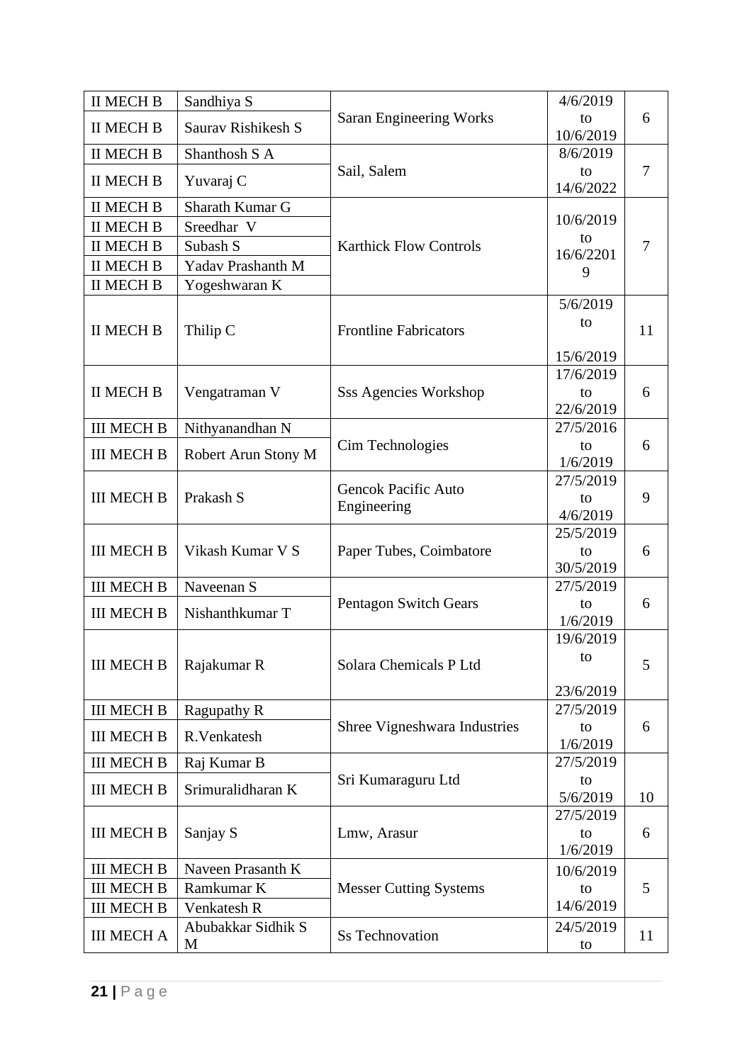| II MECH B | Sandhiya S | Saran Engineering Works | 4/6/2019 to 10/6/2019 | 6 |
|---|---|---|---|---|
| II MECH B | Saurav Rishikesh S | | | |
| II MECH B | Shanthosh S A | Sail, Salem | 8/6/2019 to 14/6/2022 | 7 |
| II MECH B | Yuvaraj C | | | |
| II MECH B | Sharath Kumar G | Karthick Flow Controls | 10/6/2019 to 16/6/22019 | 7 |
| II MECH B | Sreedhar V | | | |
| II MECH B | Subash S | | | |
| II MECH B | Yadav Prashanth M | | | |
| II MECH B | Yogeshwaran K | | | |
| II MECH B | Thilip C | Frontline Fabricators | 5/6/2019 to 15/6/2019 | 11 |
| II MECH B | Vengatraman V | Sss Agencies Workshop | 17/6/2019 to 22/6/2019 | 6 |
| III MECH B | Nithyanandhan N | Cim Technologies | 27/5/2016 to 1/6/2019 | 6 |
| III MECH B | Robert Arun Stony M | | | |
| III MECH B | Prakash S | Gencok Pacific Auto Engineering | 27/5/2019 to 4/6/2019 | 9 |
| III MECH B | Vikash Kumar V S | Paper Tubes, Coimbatore | 25/5/2019 to 30/5/2019 | 6 |
| III MECH B | Naveenan S | Pentagon Switch Gears | 27/5/2019 to 1/6/2019 | 6 |
| III MECH B | Nishanthkumar T | | | |
| III MECH B | Rajakumar R | Solara Chemicals P Ltd | 19/6/2019 to 23/6/2019 | 5 |
| III MECH B | Ragupathy R | Shree Vigneshwara Industries | 27/5/2019 to 1/6/2019 | 6 |
| III MECH B | R.Venkatesh | | | |
| III MECH B | Raj Kumar B | Sri Kumaraguru Ltd | 27/5/2019 to 5/6/2019 | 10 |
| III MECH B | Srimuralidharan K | | | |
| III MECH B | Sanjay S | Lmw, Arasur | 27/5/2019 to 1/6/2019 | 6 |
| III MECH B | Naveen Prasanth K | Messer Cutting Systems | 10/6/2019 to 14/6/2019 | 5 |
| III MECH B | Ramkumar K | | | |
| III MECH B | Venkatesh R | | | |
| III MECH A | Abubakkar Sidhik S M | Ss Technovation | 24/5/2019 to | 11 |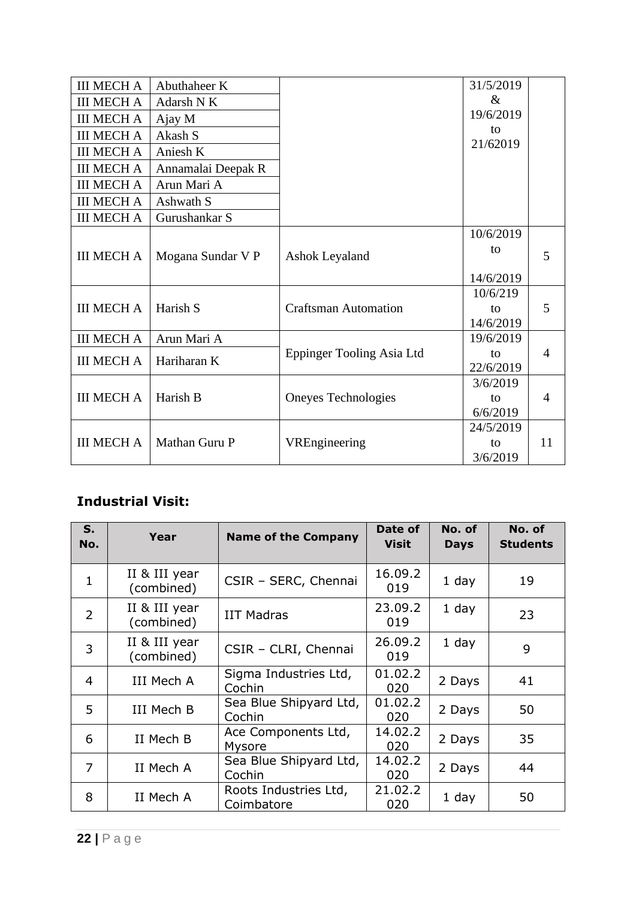| | | | | |
|---|---|---|---|---|
| III MECH A | Abuthaheer K | | 31/5/2019 & 19/6/2019 to 21/62019 | |
| III MECH A | Adarsh N K | | | |
| III MECH A | Ajay M | | | |
| III MECH A | Akash S | | | |
| III MECH A | Aniesh K | | | |
| III MECH A | Annamalai Deepak R | | | |
| III MECH A | Arun Mari A | | | |
| III MECH A | Ashwath S | | | |
| III MECH A | Gurushankar S | | | |
| III MECH A | Mogana Sundar V P | Ashok Leyaland | 10/6/2019 to 14/6/2019 | 5 |
| III MECH A | Harish S | Craftsman Automation | 10/6/219 to 14/6/2019 | 5 |
| III MECH A | Arun Mari A | Eppinger Tooling Asia Ltd | 19/6/2019 to 22/6/2019 | 4 |
| III MECH A | Hariharan K | | | |
| III MECH A | Harish B | Oneyes Technologies | 3/6/2019 to 6/6/2019 | 4 |
| III MECH A | Mathan Guru P | VREngineering | 24/5/2019 to 3/6/2019 | 11 |

### Industrial Visit:

| S. No. | Year | Name of the Company | Date of Visit | No. of Days | No. of Students |
|---|---|---|---|---|---|
| 1 | II & III year (combined) | CSIR – SERC, Chennai | 16.09.2019 | 1 day | 19 |
| 2 | II & III year (combined) | IIT Madras | 23.09.2019 | 1 day | 23 |
| 3 | II & III year (combined) | CSIR – CLRI, Chennai | 26.09.2019 | 1 day | 9 |
| 4 | III Mech A | Sigma Industries Ltd, Cochin | 01.02.2020 | 2 Days | 41 |
| 5 | III Mech B | Sea Blue Shipyard Ltd, Cochin | 01.02.2020 | 2 Days | 50 |
| 6 | II Mech B | Ace Components Ltd, Mysore | 14.02.2020 | 2 Days | 35 |
| 7 | II Mech A | Sea Blue Shipyard Ltd, Cochin | 14.02.2020 | 2 Days | 44 |
| 8 | II Mech A | Roots Industries Ltd, Coimbatore | 21.02.2020 | 1 day | 50 |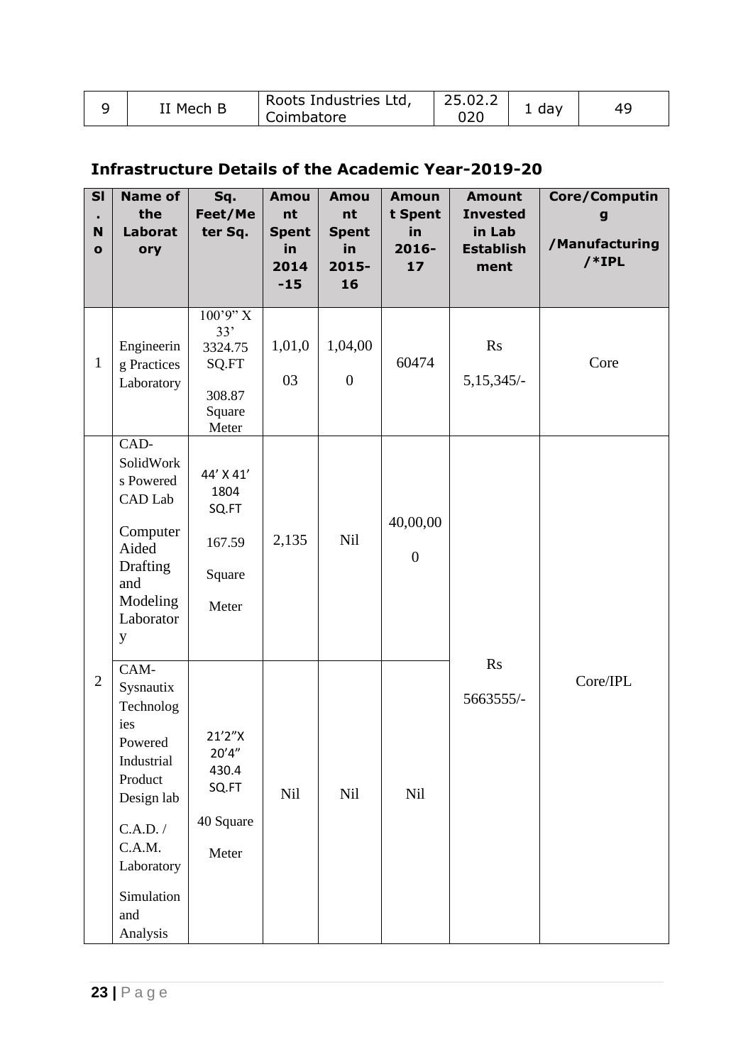| 9 | II Mech B | Roots Industries Ltd, Coimbatore | 25.02.2020 | 1 day | 49 |
|---|---|---|---|---|---|

## Infrastructure Details of the Academic Year-2019-20

| Sl. No | Name of the Laboratory | Sq. Feet/Meter Sq. | Amount Spent in 2014-15 | Amount Spent in 2015-16 | Amount Spent in 2016-17 | Amount Invested in Lab Establishment | Core/Computing /Manufacturing /*IPL |
|---|---|---|---|---|---|---|---|
| 1 | Engineering Practices Laboratory | 100'9" X 33' 3324.75 SQ.FT 308.87 Square Meter | 1,01,003 | 1,04,000 | 60474 | Rs 5,15,345/- | Core |
| 2 | CAD-SolidWorks Powered CAD Lab Computer Aided Drafting and Modeling Laboratory | 44' X 41' 1804 SQ.FT 167.59 Square Meter | 2,135 | Nil | 40,00,000 | Rs 5663555/- | Core/IPL |
| | CAM-Sysnautix Technologies Powered Industrial Product Design lab C.A.D. / C.A.M. Laboratory Simulation and Analysis | 21'2"X 20'4" 430.4 SQ.FT 40 Square Meter | Nil | Nil | Nil | | |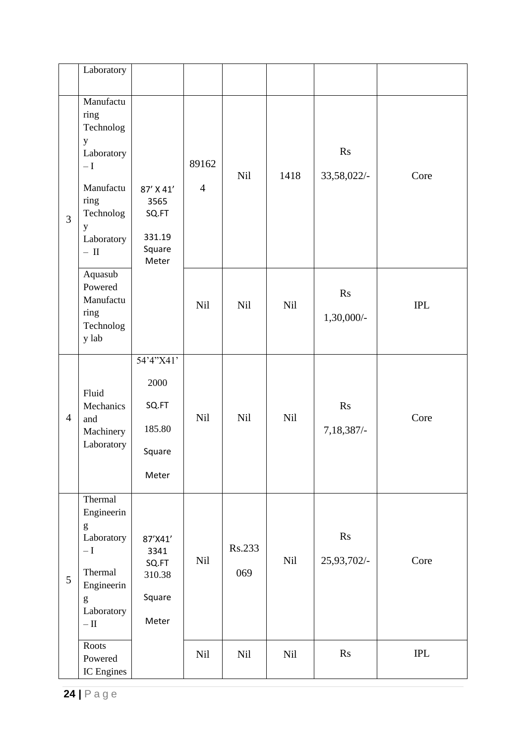| | | | | | | | |
|---|---|---|---|---|---|---|---|
| | Laboratory | | | | | | |
| 3 | Manufacturing Technology Laboratory – I<br><br>Manufacturing Technology Laboratory – II | 87' X 41'<br>3565 SQ.FT<br><br>331.19 Square Meter | 891624 | Nil | 1418 | Rs 33,58,022/- | Core |
| | Aquasub Powered Manufacturing Technology lab | | Nil | Nil | Nil | Rs 1,30,000/- | IPL |
| 4 | Fluid Mechanics and Machinery Laboratory | 54'4"X41'<br>2000 SQ.FT<br>185.80 Square Meter | Nil | Nil | Nil | Rs 7,18,387/- | Core |
| 5 | Thermal Engineering Laboratory – I<br><br>Thermal Engineering Laboratory – II | 87'X41'<br>3341 SQ.FT<br>310.38 Square Meter | Nil | Rs.233069 | Nil | Rs 25,93,702/- | Core |
| | Roots Powered IC Engines | | Nil | Nil | Nil | Rs | IPL |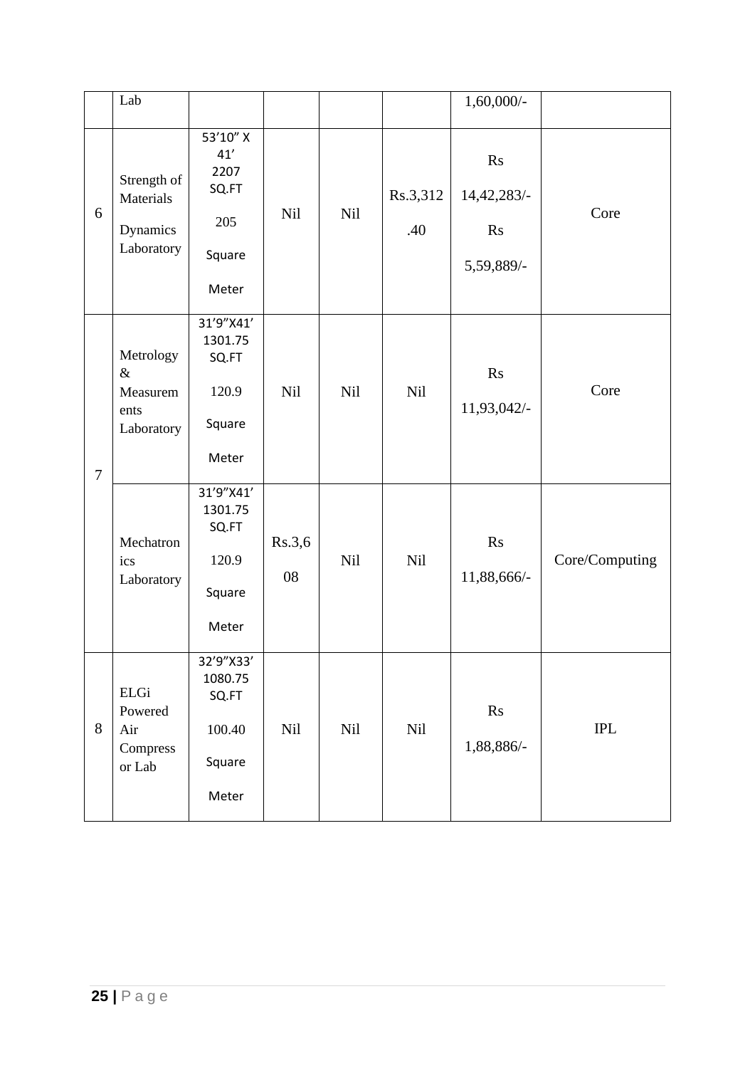| | Lab | | | | | 1,60,000/- | |
|---|---|---|---|---|---|---|---|
| 6 | Strength of Materials Dynamics Laboratory | 53’10” X 41’ 2207 SQ.FT 205 Square Meter | Nil | Nil | Rs.3,312 .40 | Rs 14,42,283/- Rs 5,59,889/- | Core |
| 7 | Metrology & Measurements Laboratory | 31’9”X41’ 1301.75 SQ.FT 120.9 Square Meter | Nil | Nil | Nil | Rs 11,93,042/- | Core |
| | Mechatronics Laboratory | 31’9”X41’ 1301.75 SQ.FT 120.9 Square Meter | Rs.3,608 | Nil | Nil | Rs 11,88,666/- | Core/Computing |
| 8 | ELGi Powered Air Compressor Lab | 32’9”X33’ 1080.75 SQ.FT 100.40 Square Meter | Nil | Nil | Nil | Rs 1,88,886/- | IPL |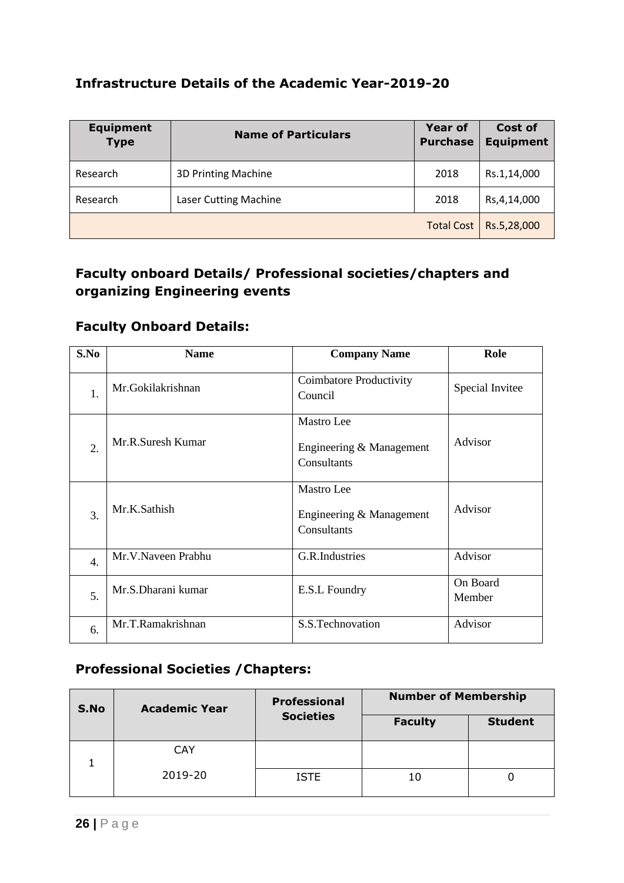## Infrastructure Details of the Academic Year-2019-20

| Equipment Type | Name of Particulars | Year of Purchase | Cost of Equipment |
|---|---|---|---|
| Research | 3D Printing Machine | 2018 | Rs.1,14,000 |
| Research | Laser Cutting Machine | 2018 | Rs,4,14,000 |
| | | Total Cost | Rs.5,28,000 |

## Faculty onboard Details/ Professional societies/chapters and organizing Engineering events

### Faculty Onboard Details:

| S.No | Name | Company Name | Role |
|---|---|---|---|
| 1. | Mr.Gokilakrishnan | Coimbatore Productivity Council | Special Invitee |
| 2. | Mr.R.Suresh Kumar | Mastro Lee Engineering & Management Consultants | Advisor |
| 3. | Mr.K.Sathish | Mastro Lee Engineering & Management Consultants | Advisor |
| 4. | Mr.V.Naveen Prabhu | G.R.Industries | Advisor |
| 5. | Mr.S.Dharani kumar | E.S.L Foundry | On Board Member |
| 6. | Mr.T.Ramakrishnan | S.S.Technovation | Advisor |

### Professional Societies /Chapters:

| S.No | Academic Year | Professional Societies | Number of Membership | |
|---|---|---|---|---|
| | | | Faculty | Student |
| 1 | CAY 2019-20 | | | |
| | | ISTE | 10 | 0 |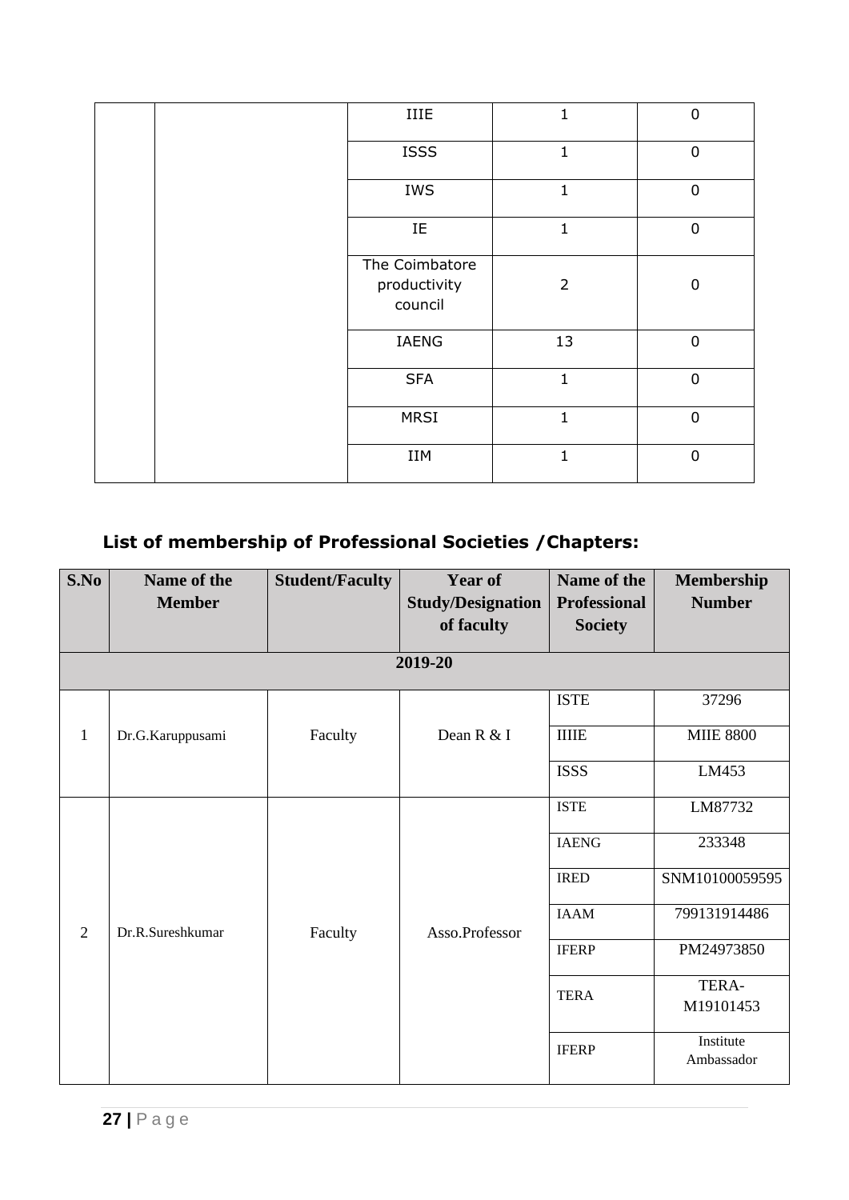| | | IIIE | 1 | 0 |
|---|---|---|---|---|
| | | ISSS | 1 | 0 |
| | | IWS | 1 | 0 |
| | | IE | 1 | 0 |
| | | The Coimbatore productivity council | 2 | 0 |
| | | IAENG | 13 | 0 |
| | | SFA | 1 | 0 |
| | | MRSI | 1 | 0 |
| | | IIM | 1 | 0 |

## List of membership of Professional Societies /Chapters:

| S.No | Name of the Member | Student/Faculty | Year of Study/Designation of faculty | Name of the Professional Society | Membership Number |
|---|---|---|---|---|---|
| **2019-20** | | | | | |
| 1 | Dr.G.Karuppusami | Faculty | Dean R & I | ISTE | 37296 |
| | | | | IIIE | MIIE 8800 |
| | | | | ISSS | LM453 |
| 2 | Dr.R.Sureshkumar | Faculty | Asso.Professor | ISTE | LM87732 |
| | | | | IAENG | 233348 |
| | | | | IRED | SNM10100059595 |
| | | | | IAAM | 799131914486 |
| | | | | IFERP | PM24973850 |
| | | | | TERA | TERA-M19101453 |
| | | | | IFERP | Institute Ambassador |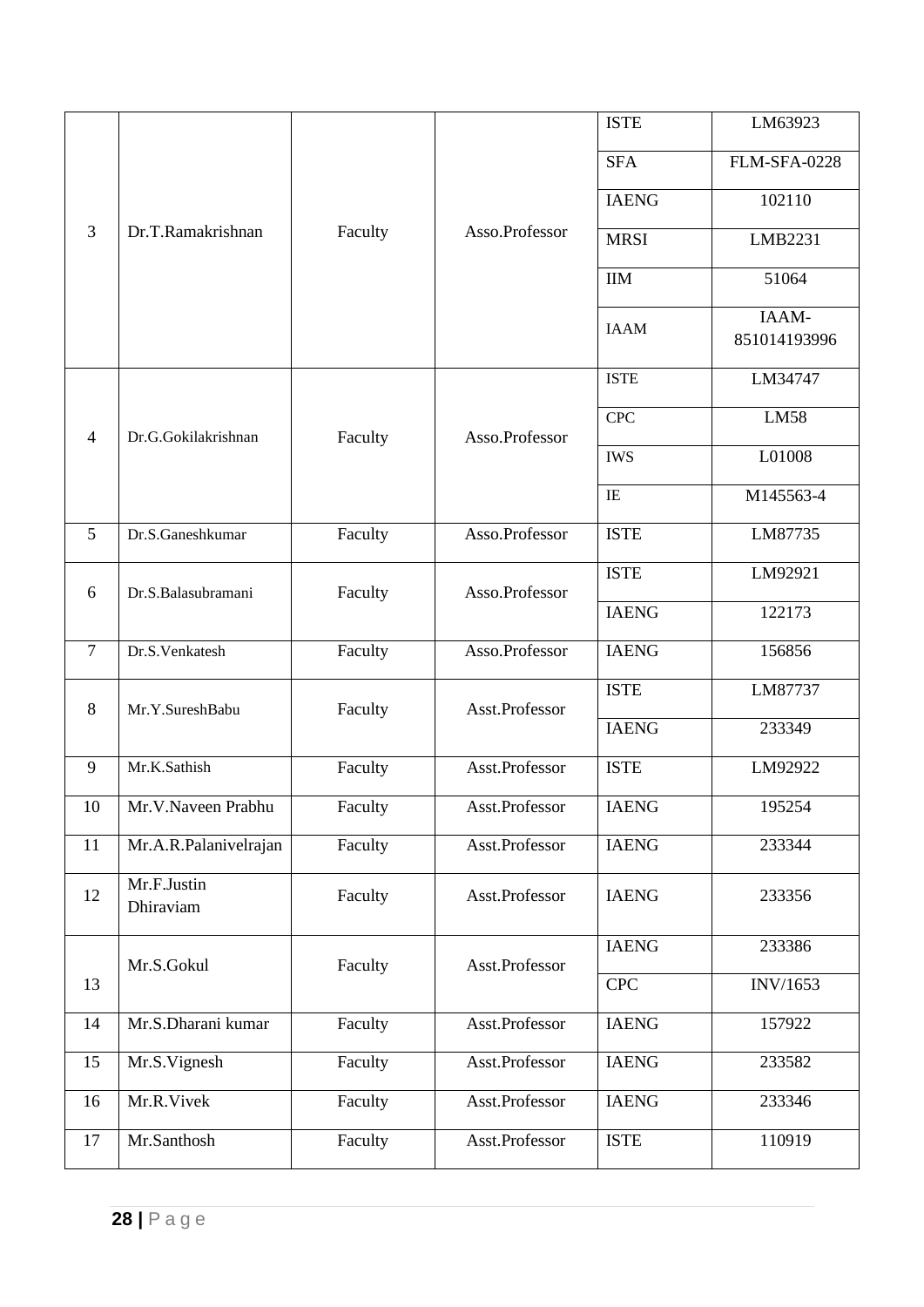| | | | | | |
|---|---|---|---|---|---|
| 3 | Dr.T.Ramakrishnan | Faculty | Asso.Professor | ISTE | LM63923 |
| | | | | SFA | FLM-SFA-0228 |
| | | | | IAENG | 102110 |
| | | | | MRSI | LMB2231 |
| | | | | IIM | 51064 |
| | | | | IAAM | IAAM-851014193996 |
| 4 | Dr.G.Gokilakrishnan | Faculty | Asso.Professor | ISTE | LM34747 |
| | | | | CPC | LM58 |
| | | | | IWS | L01008 |
| | | | | IE | M145563-4 |
| 5 | Dr.S.Ganeshkumar | Faculty | Asso.Professor | ISTE | LM87735 |
| 6 | Dr.S.Balasubramani | Faculty | Asso.Professor | ISTE | LM92921 |
| | | | | IAENG | 122173 |
| 7 | Dr.S.Venkatesh | Faculty | Asso.Professor | IAENG | 156856 |
| 8 | Mr.Y.SureshBabu | Faculty | Asst.Professor | ISTE | LM87737 |
| | | | | IAENG | 233349 |
| 9 | Mr.K.Sathish | Faculty | Asst.Professor | ISTE | LM92922 |
| 10 | Mr.V.Naveen Prabhu | Faculty | Asst.Professor | IAENG | 195254 |
| 11 | Mr.A.R.Palanivelrajan | Faculty | Asst.Professor | IAENG | 233344 |
| 12 | Mr.F.Justin Dhiraviam | Faculty | Asst.Professor | IAENG | 233356 |
| 13 | Mr.S.Gokul | Faculty | Asst.Professor | IAENG | 233386 |
| | | | | CPC | INV/1653 |
| 14 | Mr.S.Dharani kumar | Faculty | Asst.Professor | IAENG | 157922 |
| 15 | Mr.S.Vignesh | Faculty | Asst.Professor | IAENG | 233582 |
| 16 | Mr.R.Vivek | Faculty | Asst.Professor | IAENG | 233346 |
| 17 | Mr.Santhosh | Faculty | Asst.Professor | ISTE | 110919 |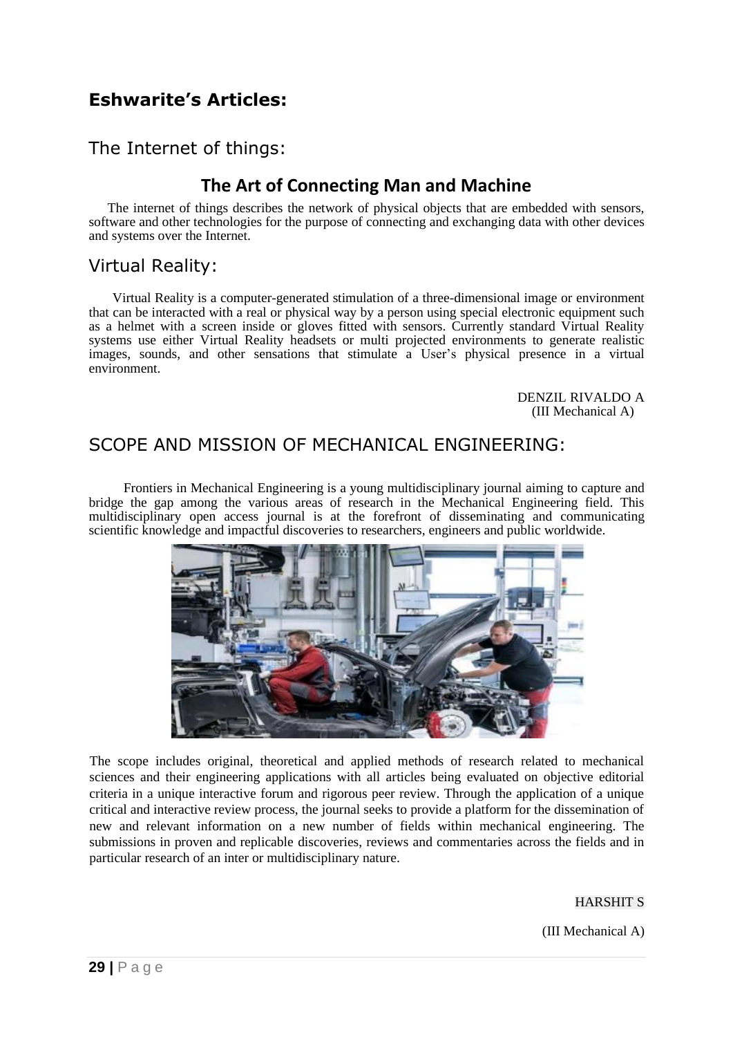## Eshwarite's Articles:

### The Internet of things:

#### The Art of Connecting Man and Machine

The internet of things describes the network of physical objects that are embedded with sensors, software and other technologies for the purpose of connecting and exchanging data with other devices and systems over the Internet.

### Virtual Reality:

Virtual Reality is a computer-generated stimulation of a three-dimensional image or environment that can be interacted with a real or physical way by a person using special electronic equipment such as a helmet with a screen inside or gloves fitted with sensors. Currently standard Virtual Reality systems use either Virtual Reality headsets or multi projected environments to generate realistic images, sounds, and other sensations that stimulate a User's physical presence in a virtual environment.

DENZIL RIVALDO A
(III Mechanical A)

### SCOPE AND MISSION OF MECHANICAL ENGINEERING:

Frontiers in Mechanical Engineering is a young multidisciplinary journal aiming to capture and bridge the gap among the various areas of research in the Mechanical Engineering field. This multidisciplinary open access journal is at the forefront of disseminating and communicating scientific knowledge and impactful discoveries to researchers, engineers and public worldwide.

The scope includes original, theoretical and applied methods of research related to mechanical sciences and their engineering applications with all articles being evaluated on objective editorial criteria in a unique interactive forum and rigorous peer review. Through the application of a unique critical and interactive review process, the journal seeks to provide a platform for the dissemination of new and relevant information on a new number of fields within mechanical engineering. The submissions in proven and replicable discoveries, reviews and commentaries across the fields and in particular research of an inter or multidisciplinary nature.

HARSHIT S

(III Mechanical A)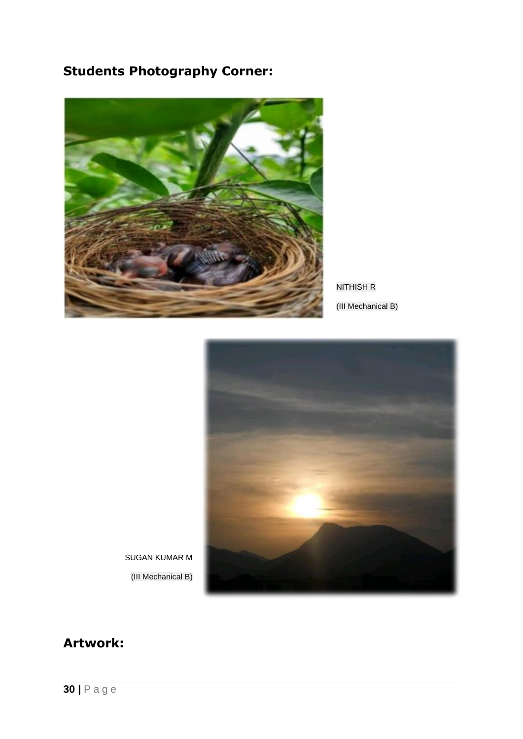## Students Photography Corner:

NITHISH R

(III Mechanical B)

SUGAN KUMAR M

(III Mechanical B)

## Artwork: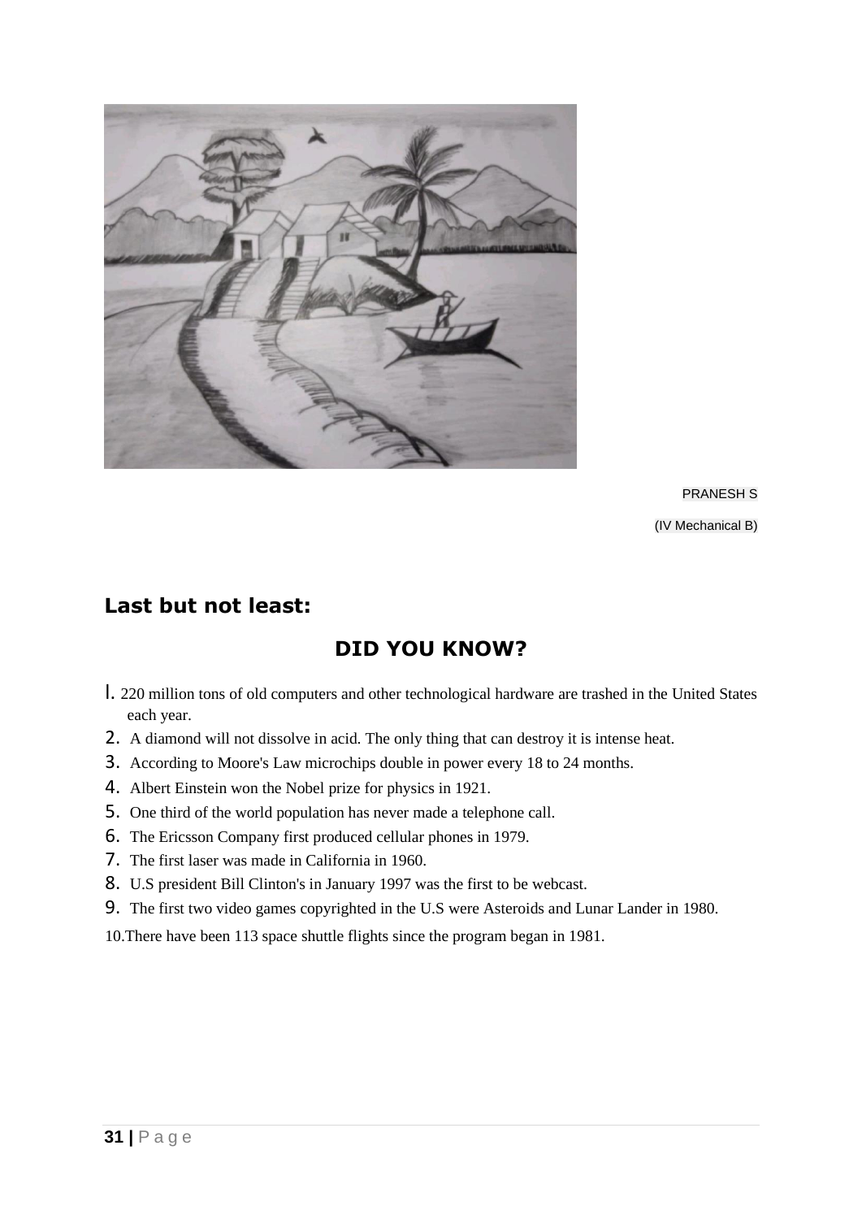PRANESH S

(IV Mechanical B)

## Last but not least:

### DID YOU KNOW?

1. 220 million tons of old computers and other technological hardware are trashed in the United States each year.
2. A diamond will not dissolve in acid. The only thing that can destroy it is intense heat.
3. According to Moore's Law microchips double in power every 18 to 24 months.
4. Albert Einstein won the Nobel prize for physics in 1921.
5. One third of the world population has never made a telephone call.
6. The Ericsson Company first produced cellular phones in 1979.
7. The first laser was made in California in 1960.
8. U.S president Bill Clinton's in January 1997 was the first to be webcast.
9. The first two video games copyrighted in the U.S were Asteroids and Lunar Lander in 1980.
10. There have been 113 space shuttle flights since the program began in 1981.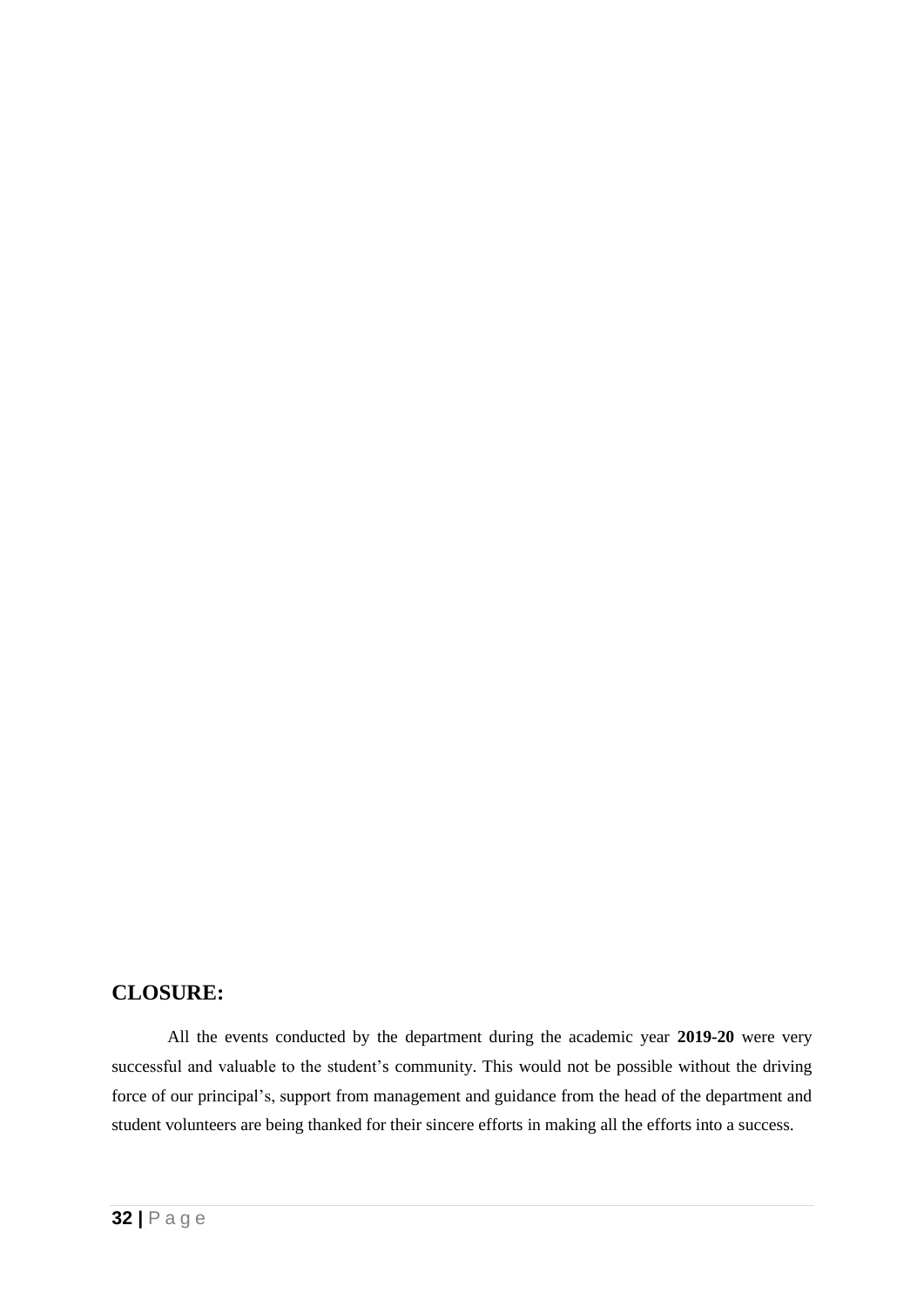## CLOSURE:

All the events conducted by the department during the academic year **2019-20** were very successful and valuable to the student's community. This would not be possible without the driving force of our principal's, support from management and guidance from the head of the department and student volunteers are being thanked for their sincere efforts in making all the efforts into a success.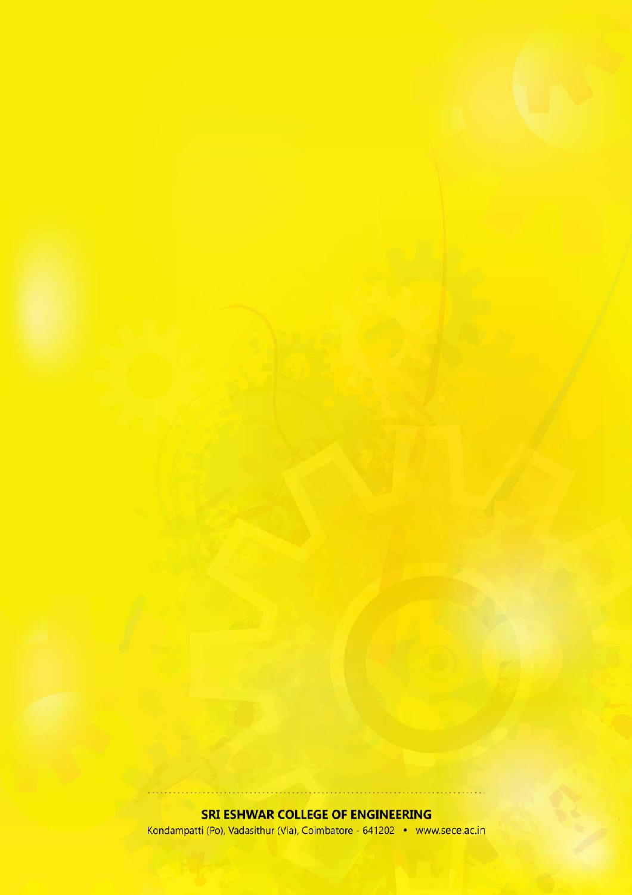**SRI ESHWAR COLLEGE OF ENGINEERING**

Kondampatti (Po), Vadasithur (Via), Coimbatore - 641202 • www.sece.ac.in